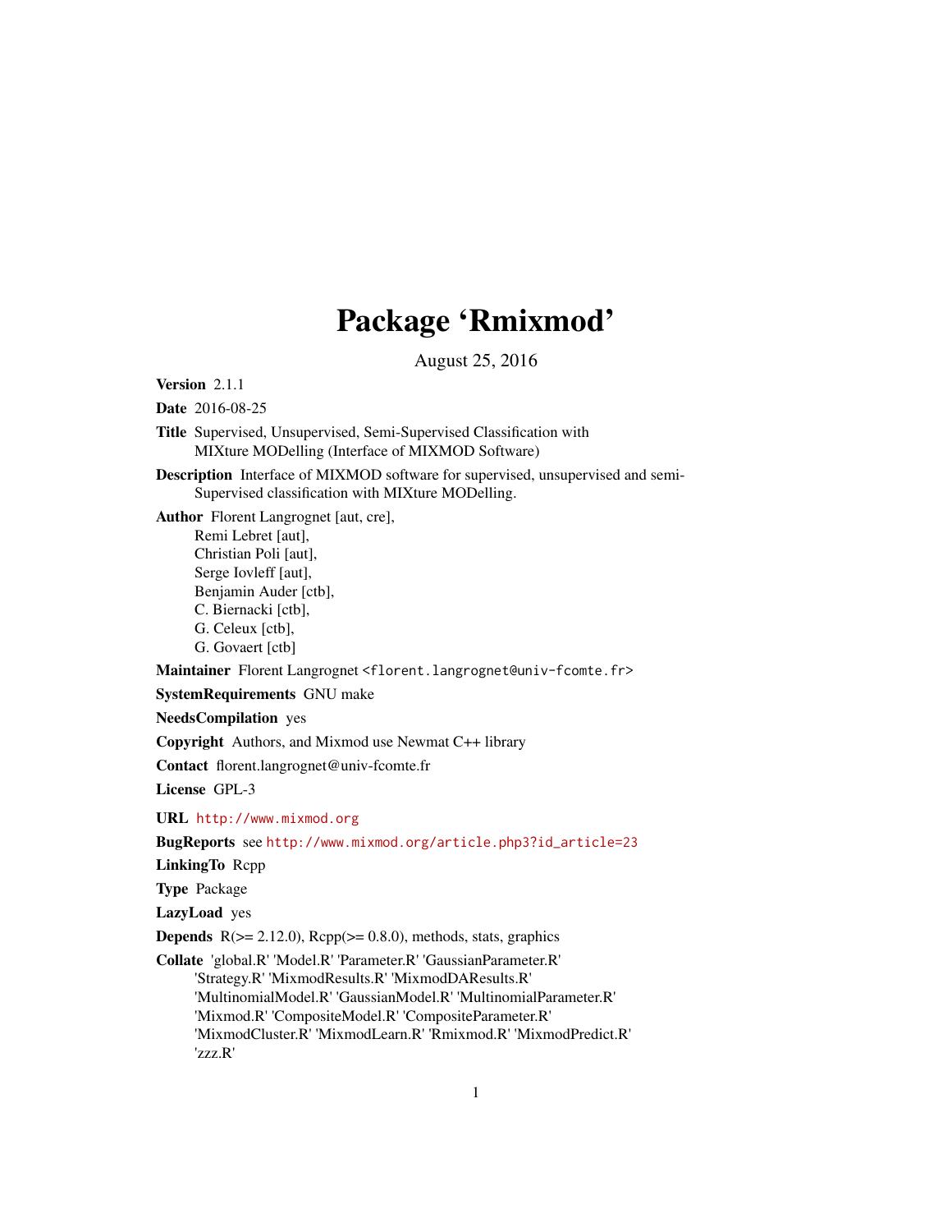# Package 'Rmixmod'

August 25, 2016

**Version** 2.1.1

**Date** 2016-08-25

**Title** Supervised, Unsupervised, Semi-Supervised Classification with MIXture MODelling (Interface of MIXMOD Software)

**Description** Interface of MIXMOD software for supervised, unsupervised and semi-Supervised classification with MIXture MODelling.

**Author** Florent Langrognet [aut, cre],
Remi Lebret [aut],
Christian Poli [aut],
Serge Iovleff [aut],
Benjamin Auder [ctb],
C. Biernacki [ctb],
G. Celeux [ctb],
G. Govaert [ctb]

**Maintainer** Florent Langrognet <florent.langrognet@univ-fcomte.fr>

**SystemRequirements** GNU make

**NeedsCompilation** yes

**Copyright** Authors, and Mixmod use Newmat C++ library

**Contact** florent.langrognet@univ-fcomte.fr

**License** GPL-3

**URL** http://www.mixmod.org

**BugReports** see http://www.mixmod.org/article.php3?id_article=23

**LinkingTo** Rcpp

**Type** Package

**LazyLoad** yes

**Depends** R(>= 2.12.0), Rcpp(>= 0.8.0), methods, stats, graphics

**Collate** 'global.R' 'Model.R' 'Parameter.R' 'GaussianParameter.R' 'Strategy.R' 'MixmodResults.R' 'MixmodDAResults.R' 'MultinomialModel.R' 'GaussianModel.R' 'MultinomialParameter.R' 'Mixmod.R' 'CompositeModel.R' 'CompositeParameter.R' 'MixmodCluster.R' 'MixmodLearn.R' 'Rmixmod.R' 'MixmodPredict.R' 'zzz.R'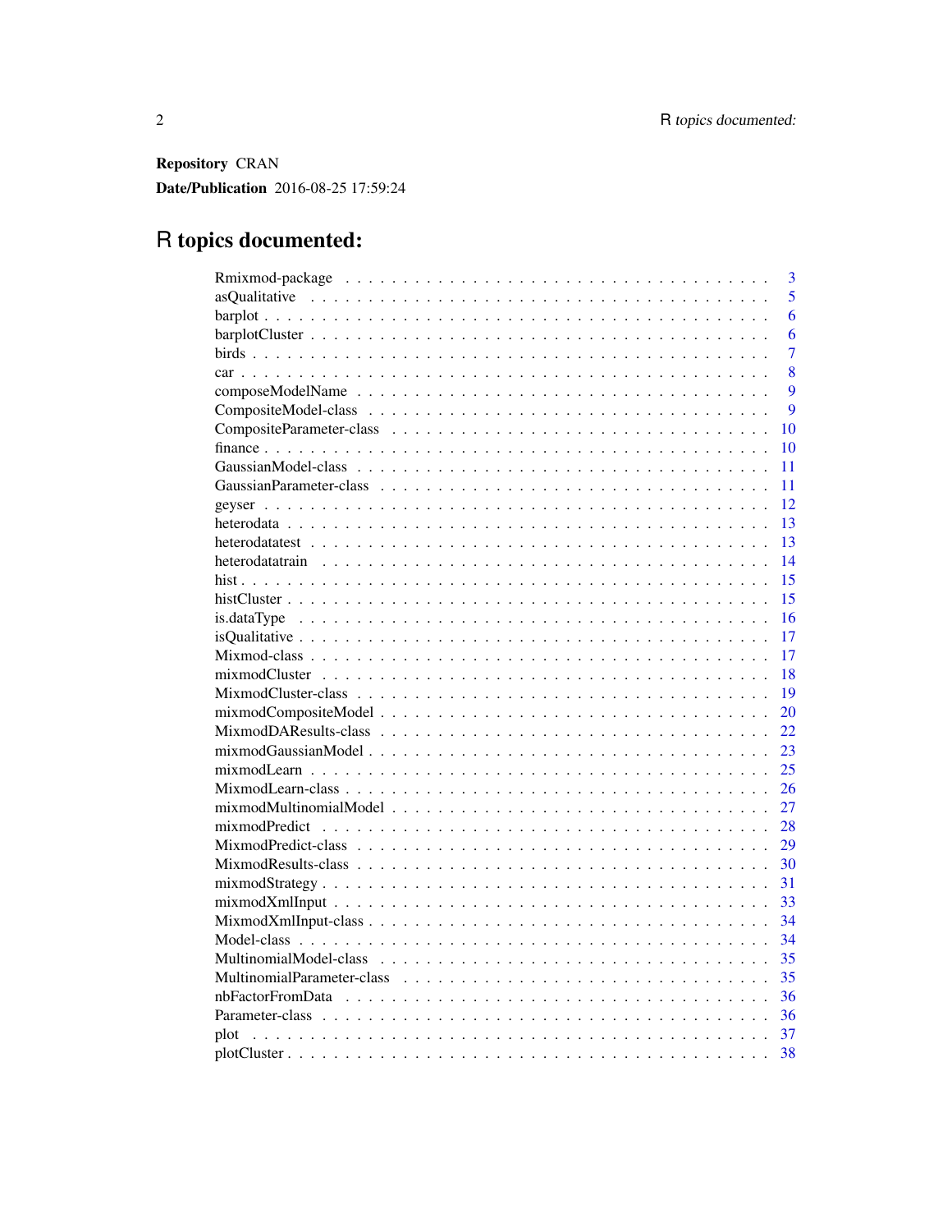**Repository** CRAN

**Date/Publication** 2016-08-25 17:59:24

# R topics documented:

| | |
|---|---|
| Rmixmod-package | 3 |
| asQualitative | 5 |
| barplot | 6 |
| barplotCluster | 6 |
| birds | 7 |
| car | 8 |
| composeModelName | 9 |
| CompositeModel-class | 9 |
| CompositeParameter-class | 10 |
| finance | 10 |
| GaussianModel-class | 11 |
| GaussianParameter-class | 11 |
| geyser | 12 |
| heterodata | 13 |
| heterodatatest | 13 |
| heterodatatrain | 14 |
| hist | 15 |
| histCluster | 15 |
| is.dataType | 16 |
| isQualitative | 17 |
| Mixmod-class | 17 |
| mixmodCluster | 18 |
| MixmodCluster-class | 19 |
| mixmodCompositeModel | 20 |
| MixmodDAResults-class | 22 |
| mixmodGaussianModel | 23 |
| mixmodLearn | 25 |
| MixmodLearn-class | 26 |
| mixmodMultinomialModel | 27 |
| mixmodPredict | 28 |
| MixmodPredict-class | 29 |
| MixmodResults-class | 30 |
| mixmodStrategy | 31 |
| mixmodXmlInput | 33 |
| MixmodXmlInput-class | 34 |
| Model-class | 34 |
| MultinomialModel-class | 35 |
| MultinomialParameter-class | 35 |
| nbFactorFromData | 36 |
| Parameter-class | 36 |
| plot | 37 |
| plotCluster | 38 |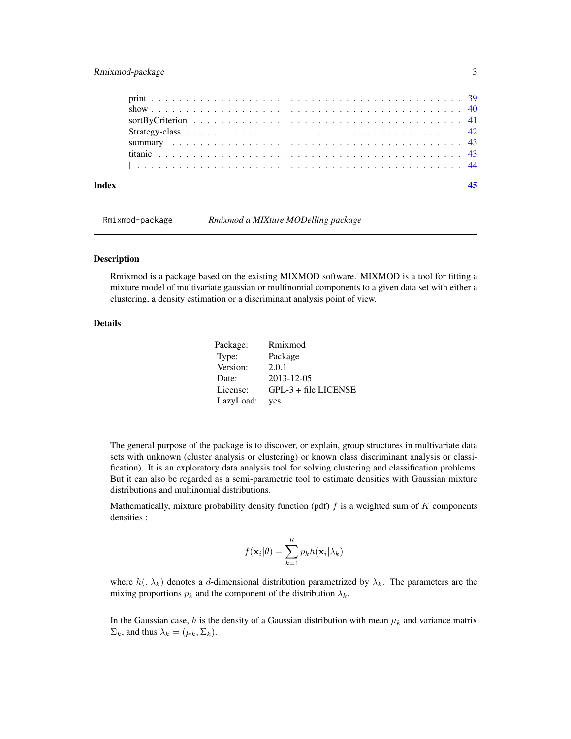| | |
|---|---|
| print | 39 |
| show | 40 |
| sortByCriterion | 41 |
| Strategy-class | 42 |
| summary | 43 |
| titanic | 43 |
| [ | 44 |

**Index** **45**

---

`Rmixmod-package` *Rmixmod a MIXture MODelling package*

---

## Description

Rmixmod is a package based on the existing MIXMOD software. MIXMOD is a tool for fitting a mixture model of multivariate gaussian or multinomial components to a given data set with either a clustering, a density estimation or a discriminant analysis point of view.

## Details

| | |
|---|---|
| Package: | Rmixmod |
| Type: | Package |
| Version: | 2.0.1 |
| Date: | 2013-12-05 |
| License: | GPL-3 + file LICENSE |
| LazyLoad: | yes |

The general purpose of the package is to discover, or explain, group structures in multivariate data sets with unknown (cluster analysis or clustering) or known class discriminant analysis or classification). It is an exploratory data analysis tool for solving clustering and classification problems. But it can also be regarded as a semi-parametric tool to estimate densities with Gaussian mixture distributions and multinomial distributions.

Mathematically, mixture probability density function (pdf) $f$ is a weighted sum of $K$ components densities :

$$f(\mathbf{x}_i|\theta) = \sum_{k=1}^{K} p_k h(\mathbf{x}_i|\lambda_k)$$

where $h(.|\lambda_k)$ denotes a $d$-dimensional distribution parametrized by $\lambda_k$. The parameters are the mixing proportions $p_k$ and the component of the distribution $\lambda_k$.

In the Gaussian case, $h$ is the density of a Gaussian distribution with mean $\mu_k$ and variance matrix $\Sigma_k$, and thus $\lambda_k = (\mu_k, \Sigma_k)$.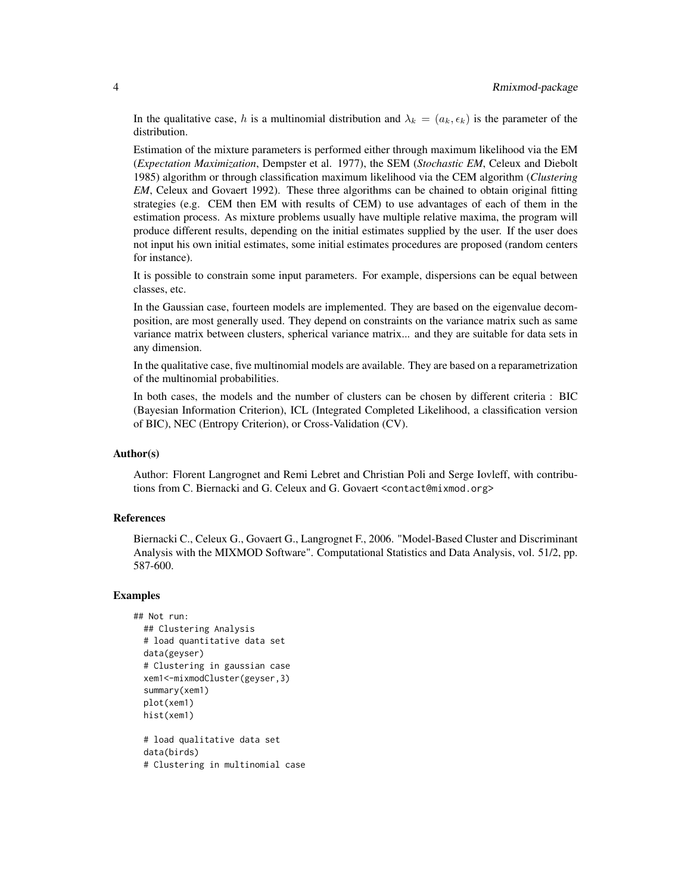In the qualitative case, $h$ is a multinomial distribution and $\lambda_k = (a_k, \epsilon_k)$ is the parameter of the distribution.

Estimation of the mixture parameters is performed either through maximum likelihood via the EM (*Expectation Maximization*, Dempster et al. 1977), the SEM (*Stochastic EM*, Celeux and Diebolt 1985) algorithm or through classification maximum likelihood via the CEM algorithm (*Clustering EM*, Celeux and Govaert 1992). These three algorithms can be chained to obtain original fitting strategies (e.g. CEM then EM with results of CEM) to use advantages of each of them in the estimation process. As mixture problems usually have multiple relative maxima, the program will produce different results, depending on the initial estimates supplied by the user. If the user does not input his own initial estimates, some initial estimates procedures are proposed (random centers for instance).

It is possible to constrain some input parameters. For example, dispersions can be equal between classes, etc.

In the Gaussian case, fourteen models are implemented. They are based on the eigenvalue decomposition, are most generally used. They depend on constraints on the variance matrix such as same variance matrix between clusters, spherical variance matrix... and they are suitable for data sets in any dimension.

In the qualitative case, five multinomial models are available. They are based on a reparametrization of the multinomial probabilities.

In both cases, the models and the number of clusters can be chosen by different criteria : BIC (Bayesian Information Criterion), ICL (Integrated Completed Likelihood, a classification version of BIC), NEC (Entropy Criterion), or Cross-Validation (CV).

### Author(s)

Author: Florent Langrognet and Remi Lebret and Christian Poli and Serge Iovleff, with contributions from C. Biernacki and G. Celeux and G. Govaert <contact@mixmod.org>

### References

Biernacki C., Celeux G., Govaert G., Langrognet F., 2006. "Model-Based Cluster and Discriminant Analysis with the MIXMOD Software". Computational Statistics and Data Analysis, vol. 51/2, pp. 587-600.

### Examples

```
## Not run:
  ## Clustering Analysis
  # load quantitative data set
  data(geyser)
  # Clustering in gaussian case
  xem1<-mixmodCluster(geyser,3)
  summary(xem1)
  plot(xem1)
  hist(xem1)

  # load qualitative data set
  data(birds)
  # Clustering in multinomial case
```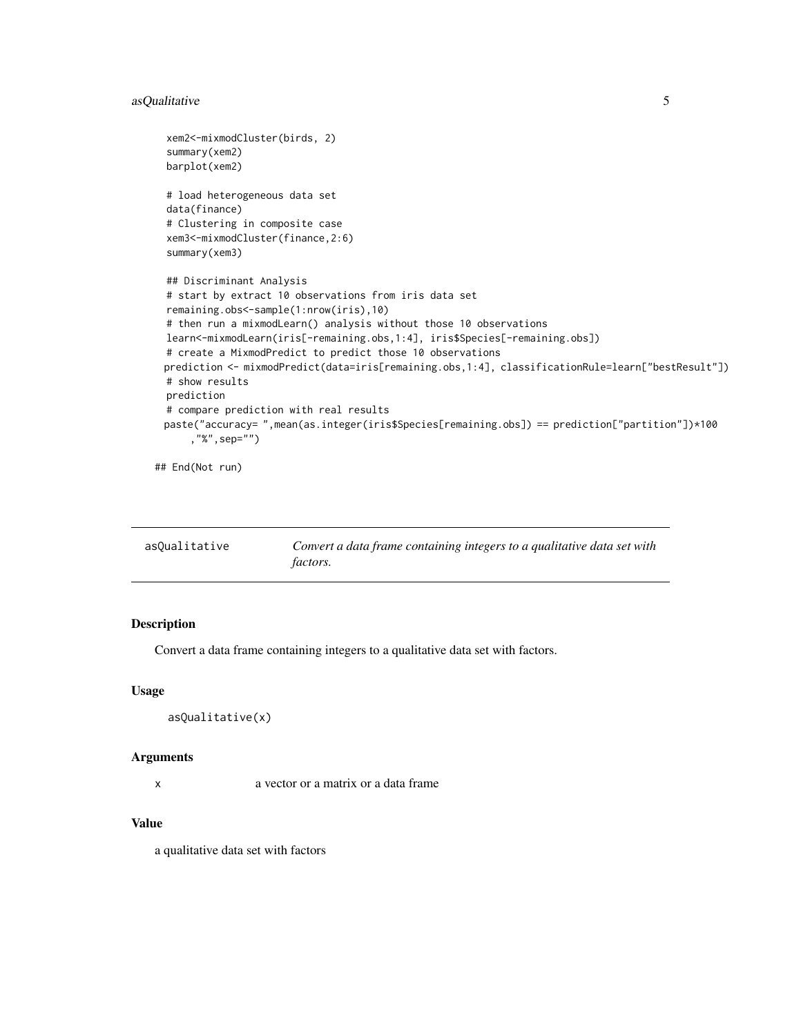```
  xem2<-mixmodCluster(birds, 2)
  summary(xem2)
  barplot(xem2)

  # load heterogeneous data set
  data(finance)
  # Clustering in composite case
  xem3<-mixmodCluster(finance,2:6)
  summary(xem3)

  ## Discriminant Analysis
  # start by extract 10 observations from iris data set
  remaining.obs<-sample(1:nrow(iris),10)
  # then run a mixmodLearn() analysis without those 10 observations
  learn<-mixmodLearn(iris[-remaining.obs,1:4], iris$Species[-remaining.obs])
  # create a MixmodPredict to predict those 10 observations
 prediction <- mixmodPredict(data=iris[remaining.obs,1:4], classificationRule=learn["bestResult"])
  # show results
  prediction
  # compare prediction with real results
 paste("accuracy= ",mean(as.integer(iris$Species[remaining.obs]) == prediction["partition"])*100
     ,"%",sep="")

## End(Not run)
```

## asQualitative — *Convert a data frame containing integers to a qualitative data set with factors.*

### Description

Convert a data frame containing integers to a qualitative data set with factors.

### Usage

```
asQualitative(x)
```

### Arguments

| | |
|---|---|
| x | a vector or a matrix or a data frame |

### Value

a qualitative data set with factors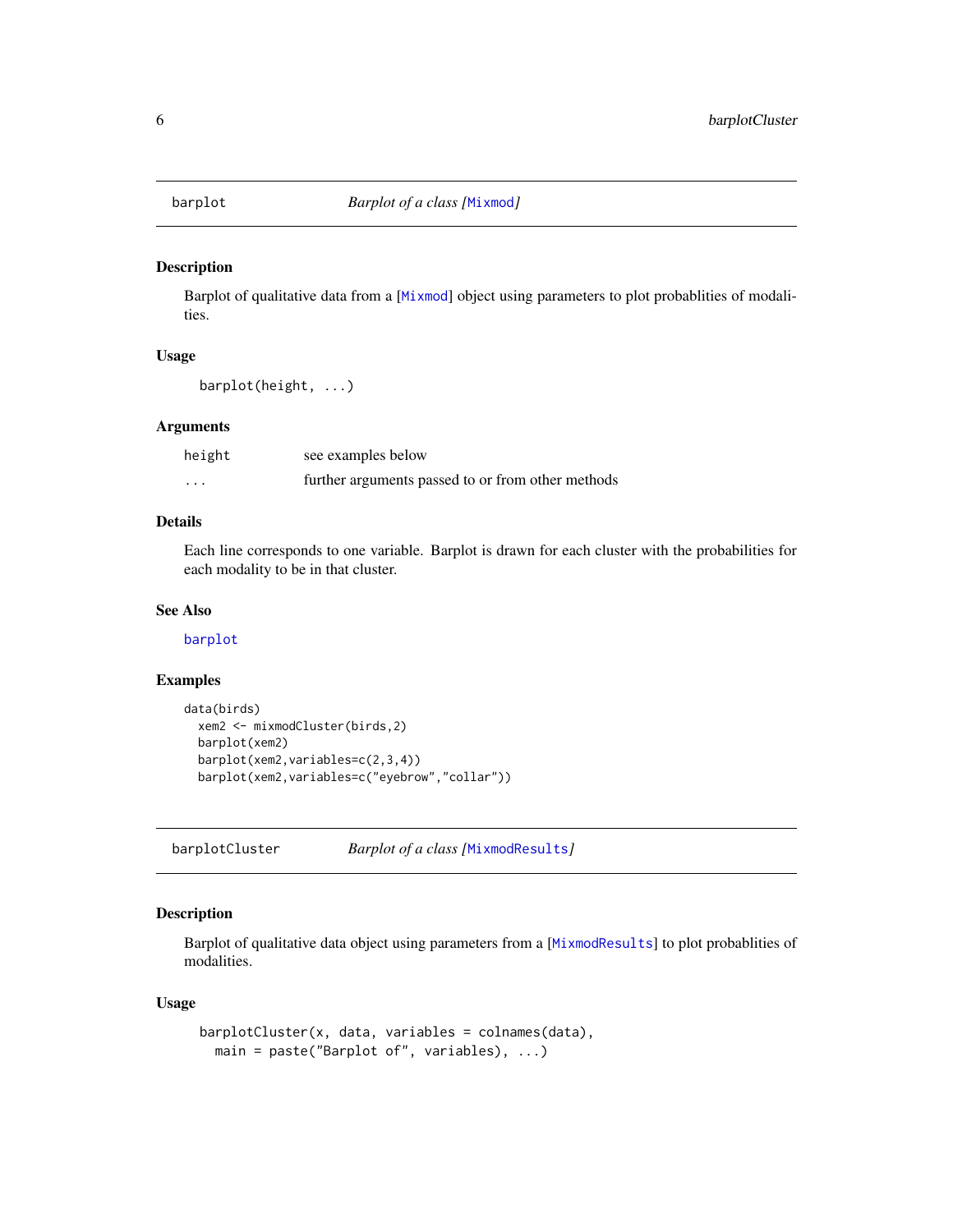## barplot — *Barplot of a class [Mixmod]*

### Description

Barplot of qualitative data from a [Mixmod] object using parameters to plot probablities of modalities.

### Usage

```
barplot(height, ...)
```

### Arguments

| | |
|---|---|
| `height` | see examples below |
| `...` | further arguments passed to or from other methods |

### Details

Each line corresponds to one variable. Barplot is drawn for each cluster with the probabilities for each modality to be in that cluster.

### See Also

barplot

### Examples

```
data(birds)
  xem2 <- mixmodCluster(birds,2)
  barplot(xem2)
  barplot(xem2,variables=c(2,3,4))
  barplot(xem2,variables=c("eyebrow","collar"))
```

## barplotCluster — *Barplot of a class [MixmodResults]*

### Description

Barplot of qualitative data object using parameters from a [MixmodResults] to plot probablities of modalities.

### Usage

```
barplotCluster(x, data, variables = colnames(data),
  main = paste("Barplot of", variables), ...)
```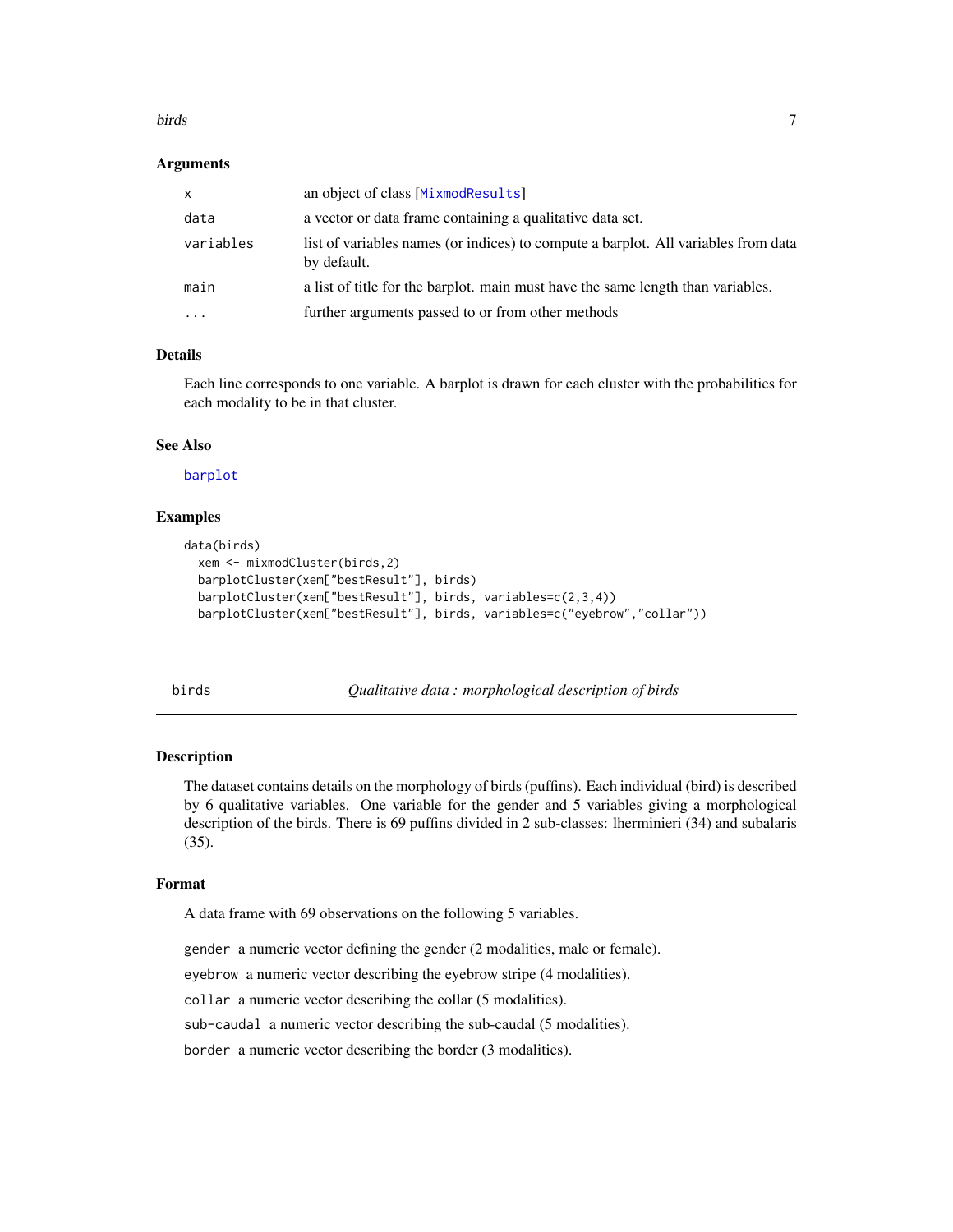### Arguments

| | |
|---|---|
| x | an object of class [MixmodResults] |
| data | a vector or data frame containing a qualitative data set. |
| variables | list of variables names (or indices) to compute a barplot. All variables from data by default. |
| main | a list of title for the barplot. main must have the same length than variables. |
| ... | further arguments passed to or from other methods |

### Details

Each line corresponds to one variable. A barplot is drawn for each cluster with the probabilities for each modality to be in that cluster.

### See Also

barplot

### Examples

```
data(birds)
  xem <- mixmodCluster(birds,2)
  barplotCluster(xem["bestResult"], birds)
  barplotCluster(xem["bestResult"], birds, variables=c(2,3,4))
  barplotCluster(xem["bestResult"], birds, variables=c("eyebrow","collar"))
```

---

## birds *Qualitative data : morphological description of birds*

---

### Description

The dataset contains details on the morphology of birds (puffins). Each individual (bird) is described by 6 qualitative variables. One variable for the gender and 5 variables giving a morphological description of the birds. There is 69 puffins divided in 2 sub-classes: lherminieri (34) and subalaris (35).

### Format

A data frame with 69 observations on the following 5 variables.

`gender` a numeric vector defining the gender (2 modalities, male or female).

`eyebrow` a numeric vector describing the eyebrow stripe (4 modalities).

`collar` a numeric vector describing the collar (5 modalities).

`sub-caudal` a numeric vector describing the sub-caudal (5 modalities).

`border` a numeric vector describing the border (3 modalities).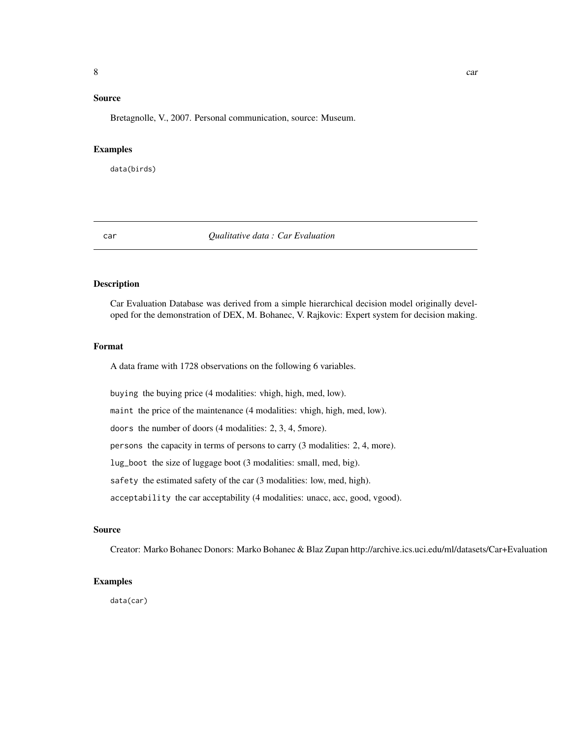### Source

Bretagnolle, V., 2007. Personal communication, source: Museum.

### Examples

```
data(birds)
```

---

## car — *Qualitative data : Car Evaluation*

---

### Description

Car Evaluation Database was derived from a simple hierarchical decision model originally developed for the demonstration of DEX, M. Bohanec, V. Rajkovic: Expert system for decision making.

### Format

A data frame with 1728 observations on the following 6 variables.

`buying` the buying price (4 modalities: vhigh, high, med, low).

`maint` the price of the maintenance (4 modalities: vhigh, high, med, low).

`doors` the number of doors (4 modalities: 2, 3, 4, 5more).

`persons` the capacity in terms of persons to carry (3 modalities: 2, 4, more).

`lug_boot` the size of luggage boot (3 modalities: small, med, big).

`safety` the estimated safety of the car (3 modalities: low, med, high).

`acceptability` the car acceptability (4 modalities: unacc, acc, good, vgood).

### Source

Creator: Marko Bohanec Donors: Marko Bohanec & Blaz Zupan http://archive.ics.uci.edu/ml/datasets/Car+Evaluation

### Examples

```
data(car)
```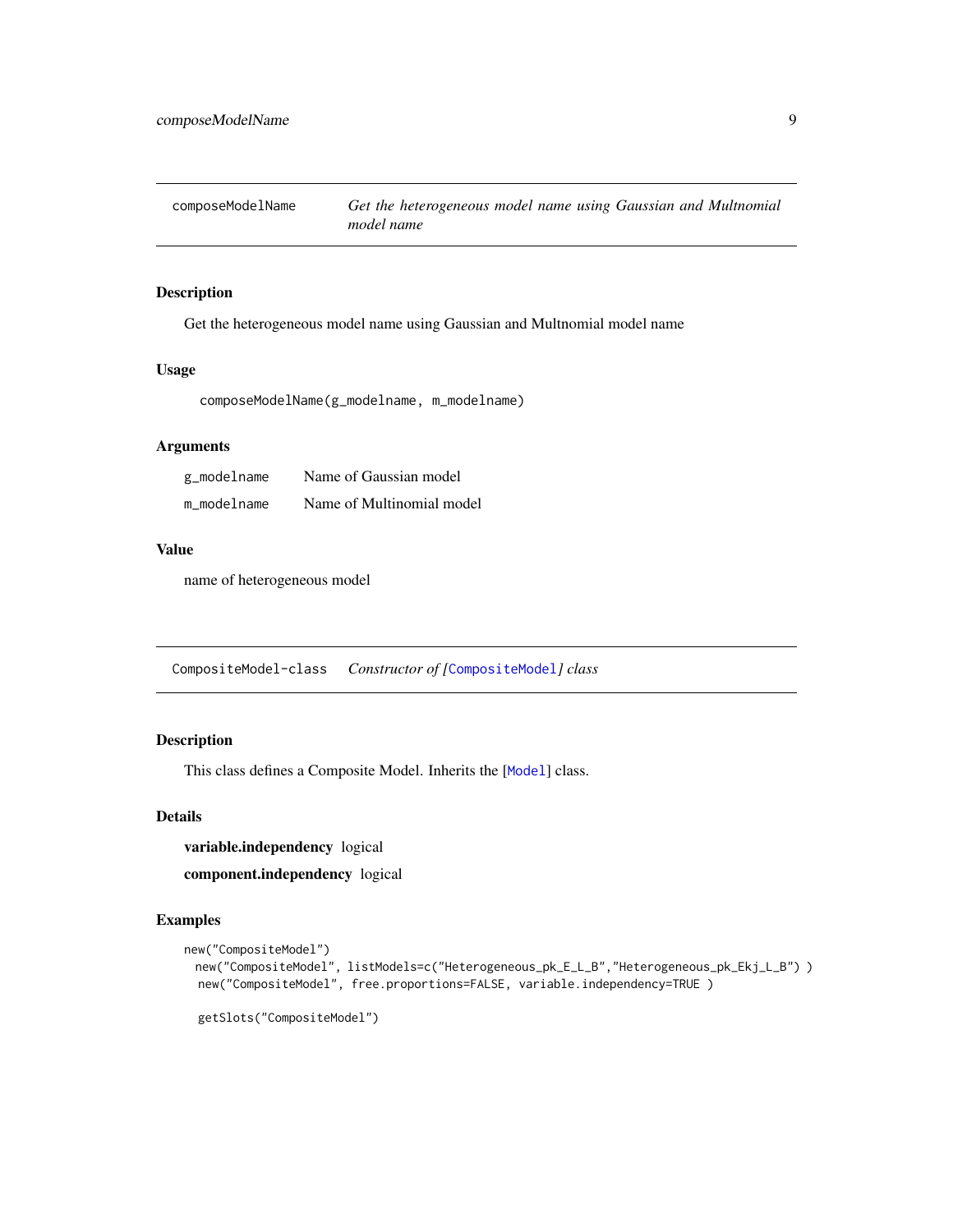## composeModelName — *Get the heterogeneous model name using Gaussian and Multnomial model name*

### Description

Get the heterogeneous model name using Gaussian and Multnomial model name

### Usage

```
composeModelName(g_modelname, m_modelname)
```

### Arguments

| | |
|---|---|
| `g_modelname` | Name of Gaussian model |
| `m_modelname` | Name of Multinomial model |

### Value

name of heterogeneous model

## CompositeModel-class — *Constructor of [CompositeModel] class*

### Description

This class defines a Composite Model. Inherits the [Model] class.

### Details

**variable.independency** logical

**component.independency** logical

### Examples

```
new("CompositeModel")
  new("CompositeModel", listModels=c("Heterogeneous_pk_E_L_B","Heterogeneous_pk_Ekj_L_B") )
  new("CompositeModel", free.proportions=FALSE, variable.independency=TRUE )

  getSlots("CompositeModel")
```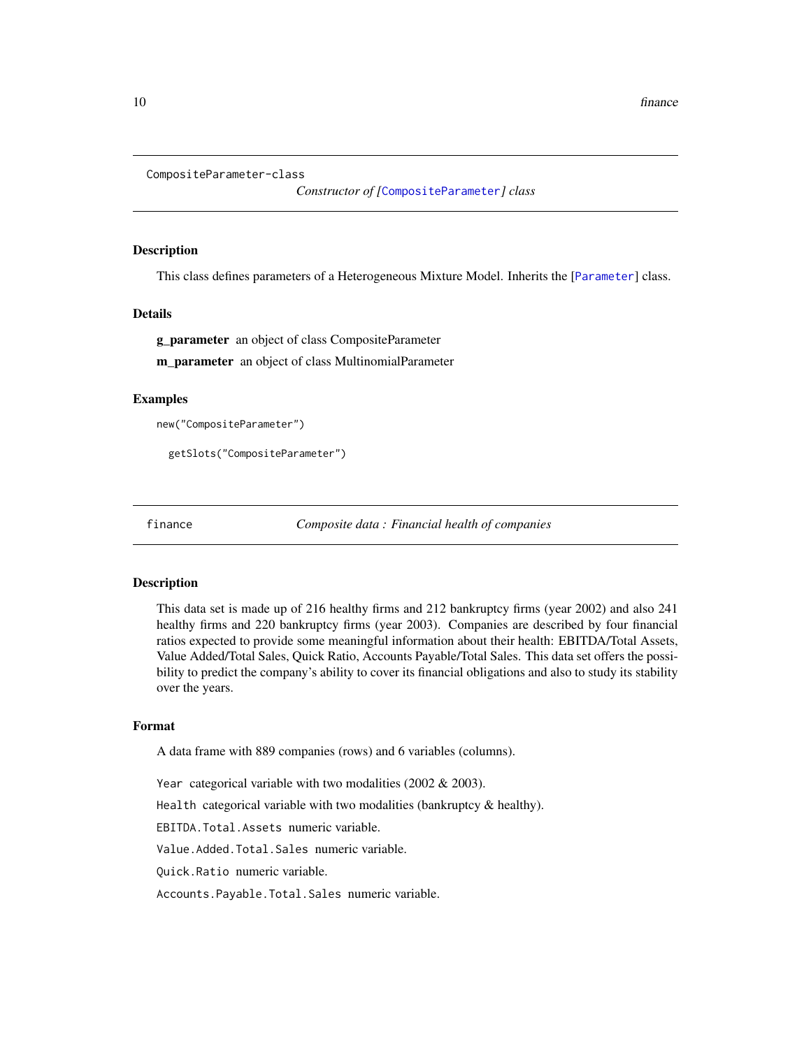CompositeParameter-class

*Constructor of [CompositeParameter] class*

### Description

This class defines parameters of a Heterogeneous Mixture Model. Inherits the [Parameter] class.

### Details

**g_parameter** an object of class CompositeParameter

**m_parameter** an object of class MultinomialParameter

### Examples

```
new("CompositeParameter")

  getSlots("CompositeParameter")
```

---

finance

*Composite data : Financial health of companies*

### Description

This data set is made up of 216 healthy firms and 212 bankruptcy firms (year 2002) and also 241 healthy firms and 220 bankruptcy firms (year 2003). Companies are described by four financial ratios expected to provide some meaningful information about their health: EBITDA/Total Assets, Value Added/Total Sales, Quick Ratio, Accounts Payable/Total Sales. This data set offers the possibility to predict the company's ability to cover its financial obligations and also to study its stability over the years.

### Format

A data frame with 889 companies (rows) and 6 variables (columns).

`Year` categorical variable with two modalities (2002 & 2003).

`Health` categorical variable with two modalities (bankruptcy & healthy).

`EBITDA.Total.Assets` numeric variable.

`Value.Added.Total.Sales` numeric variable.

`Quick.Ratio` numeric variable.

`Accounts.Payable.Total.Sales` numeric variable.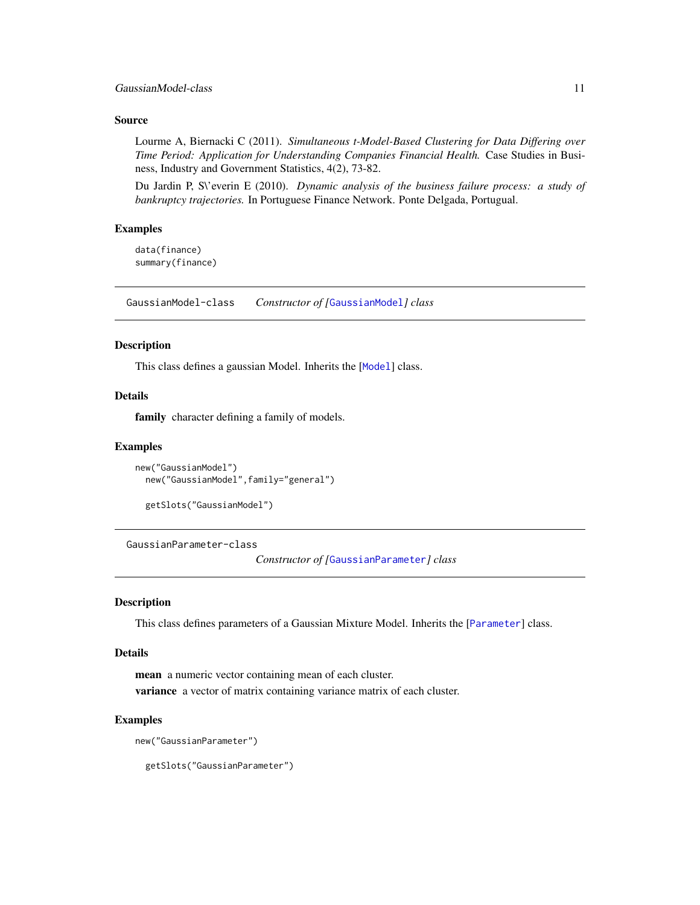### Source

Lourme A, Biernacki C (2011). *Simultaneous t-Model-Based Clustering for Data Differing over Time Period: Application for Understanding Companies Financial Health.* Case Studies in Business, Industry and Government Statistics, 4(2), 73-82.

Du Jardin P, S\'everin E (2010). *Dynamic analysis of the business failure process: a study of bankruptcy trajectories.* In Portuguese Finance Network. Ponte Delgada, Portugal.

### Examples

```
data(finance)
summary(finance)
```

---

## GaussianModel-class    *Constructor of [GaussianModel] class*

### Description

This class defines a gaussian Model. Inherits the [Model] class.

### Details

**family** character defining a family of models.

### Examples

```
new("GaussianModel")
  new("GaussianModel",family="general")

  getSlots("GaussianModel")
```

---

## GaussianParameter-class    *Constructor of [GaussianParameter] class*

### Description

This class defines parameters of a Gaussian Mixture Model. Inherits the [Parameter] class.

### Details

**mean** a numeric vector containing mean of each cluster.

**variance** a vector of matrix containing variance matrix of each cluster.

### Examples

```
new("GaussianParameter")

  getSlots("GaussianParameter")
```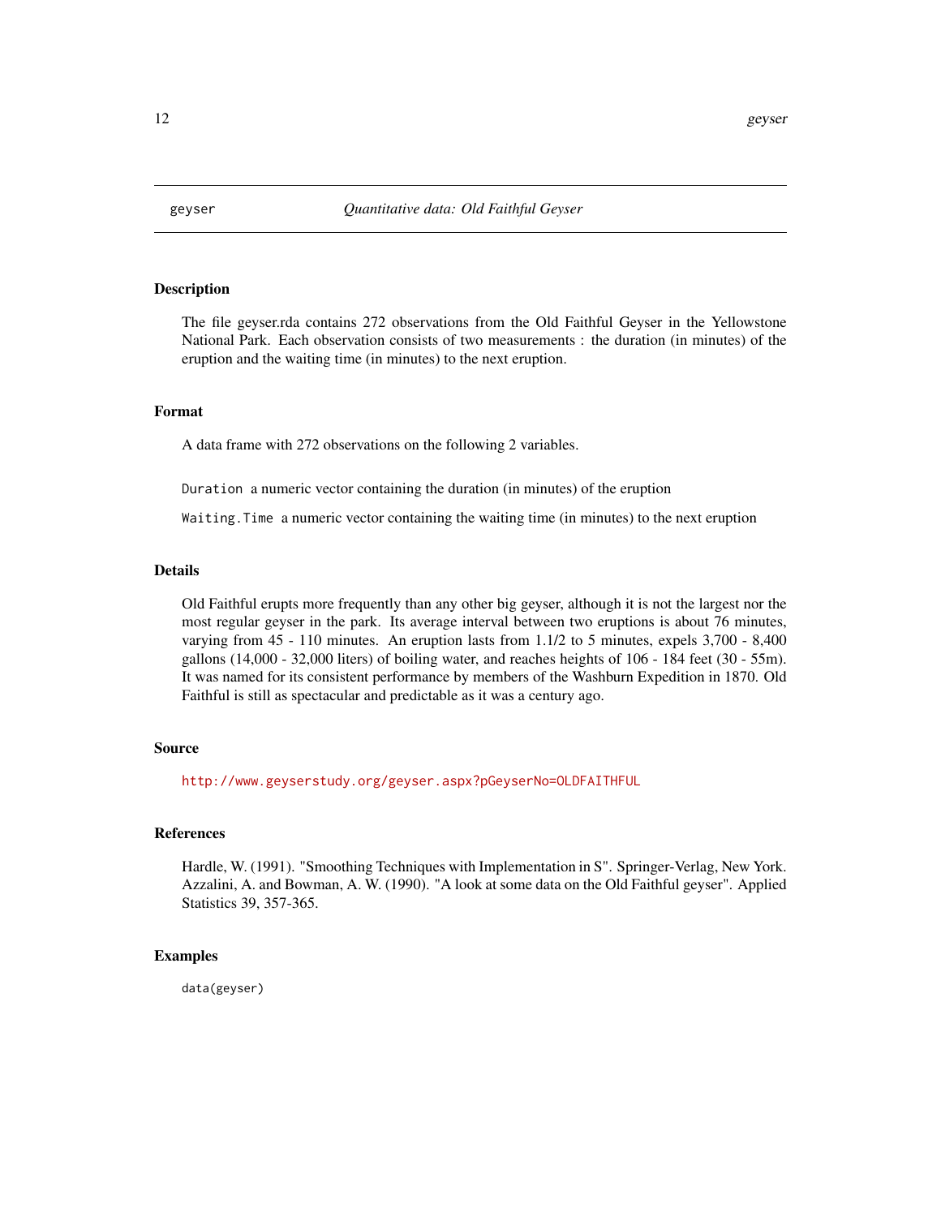# geyser — *Quantitative data: Old Faithful Geyser*

## Description

The file geyser.rda contains 272 observations from the Old Faithful Geyser in the Yellowstone National Park. Each observation consists of two measurements : the duration (in minutes) of the eruption and the waiting time (in minutes) to the next eruption.

## Format

A data frame with 272 observations on the following 2 variables.

`Duration` a numeric vector containing the duration (in minutes) of the eruption

`Waiting.Time` a numeric vector containing the waiting time (in minutes) to the next eruption

## Details

Old Faithful erupts more frequently than any other big geyser, although it is not the largest nor the most regular geyser in the park. Its average interval between two eruptions is about 76 minutes, varying from 45 - 110 minutes. An eruption lasts from 1.1/2 to 5 minutes, expels 3,700 - 8,400 gallons (14,000 - 32,000 liters) of boiling water, and reaches heights of 106 - 184 feet (30 - 55m). It was named for its consistent performance by members of the Washburn Expedition in 1870. Old Faithful is still as spectacular and predictable as it was a century ago.

## Source

http://www.geyserstudy.org/geyser.aspx?pGeyserNo=OLDFAITHFUL

## References

Hardle, W. (1991). "Smoothing Techniques with Implementation in S". Springer-Verlag, New York. Azzalini, A. and Bowman, A. W. (1990). "A look at some data on the Old Faithful geyser". Applied Statistics 39, 357-365.

## Examples

```
data(geyser)
```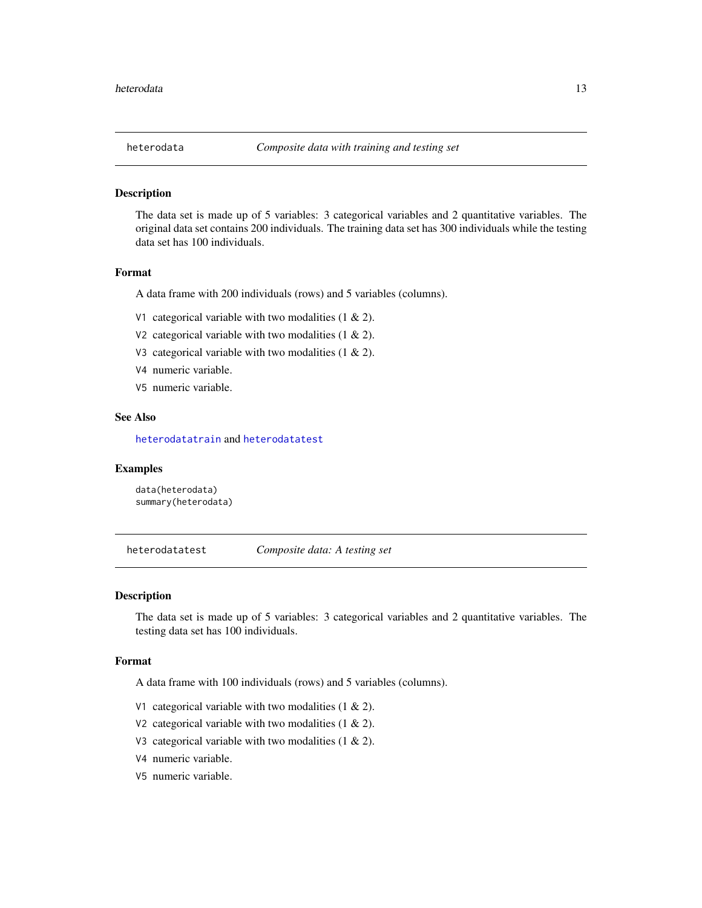## heterodata — *Composite data with training and testing set*

### Description

The data set is made up of 5 variables: 3 categorical variables and 2 quantitative variables. The original data set contains 200 individuals. The training data set has 300 individuals while the testing data set has 100 individuals.

### Format

A data frame with 200 individuals (rows) and 5 variables (columns).

- `V1` categorical variable with two modalities (1 & 2).
- `V2` categorical variable with two modalities (1 & 2).
- `V3` categorical variable with two modalities (1 & 2).
- `V4` numeric variable.
- `V5` numeric variable.

### See Also

`heterodatatrain` and `heterodatatest`

### Examples

```
data(heterodata)
summary(heterodata)
```

## heterodatatest — *Composite data: A testing set*

### Description

The data set is made up of 5 variables: 3 categorical variables and 2 quantitative variables. The testing data set has 100 individuals.

### Format

A data frame with 100 individuals (rows) and 5 variables (columns).

- `V1` categorical variable with two modalities (1 & 2).
- `V2` categorical variable with two modalities (1 & 2).
- `V3` categorical variable with two modalities (1 & 2).
- `V4` numeric variable.
- `V5` numeric variable.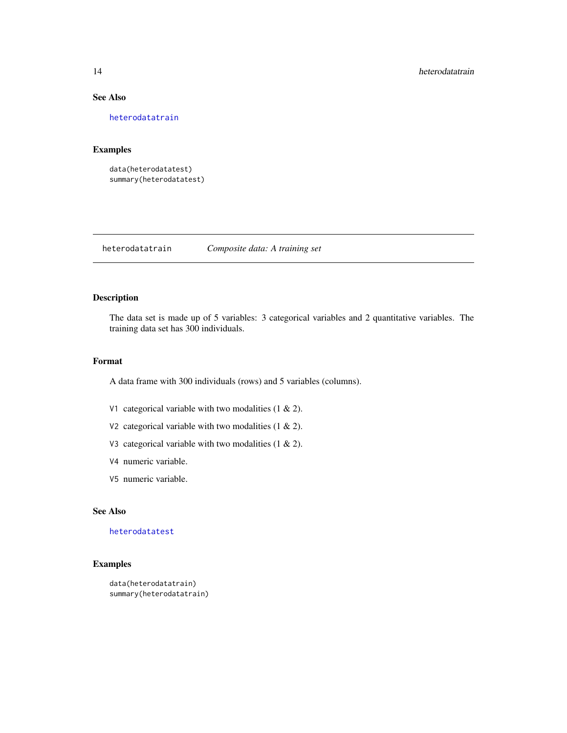### See Also

heterodatatrain

### Examples

```
data(heterodatatest)
summary(heterodatatest)
```

---

## heterodatatrain    *Composite data: A training set*

---

### Description

The data set is made up of 5 variables: 3 categorical variables and 2 quantitative variables. The training data set has 300 individuals.

### Format

A data frame with 300 individuals (rows) and 5 variables (columns).

- `V1` categorical variable with two modalities (1 & 2).
- `V2` categorical variable with two modalities (1 & 2).
- `V3` categorical variable with two modalities (1 & 2).
- `V4` numeric variable.
- `V5` numeric variable.

### See Also

heterodatatest

### Examples

```
data(heterodatatrain)
summary(heterodatatrain)
```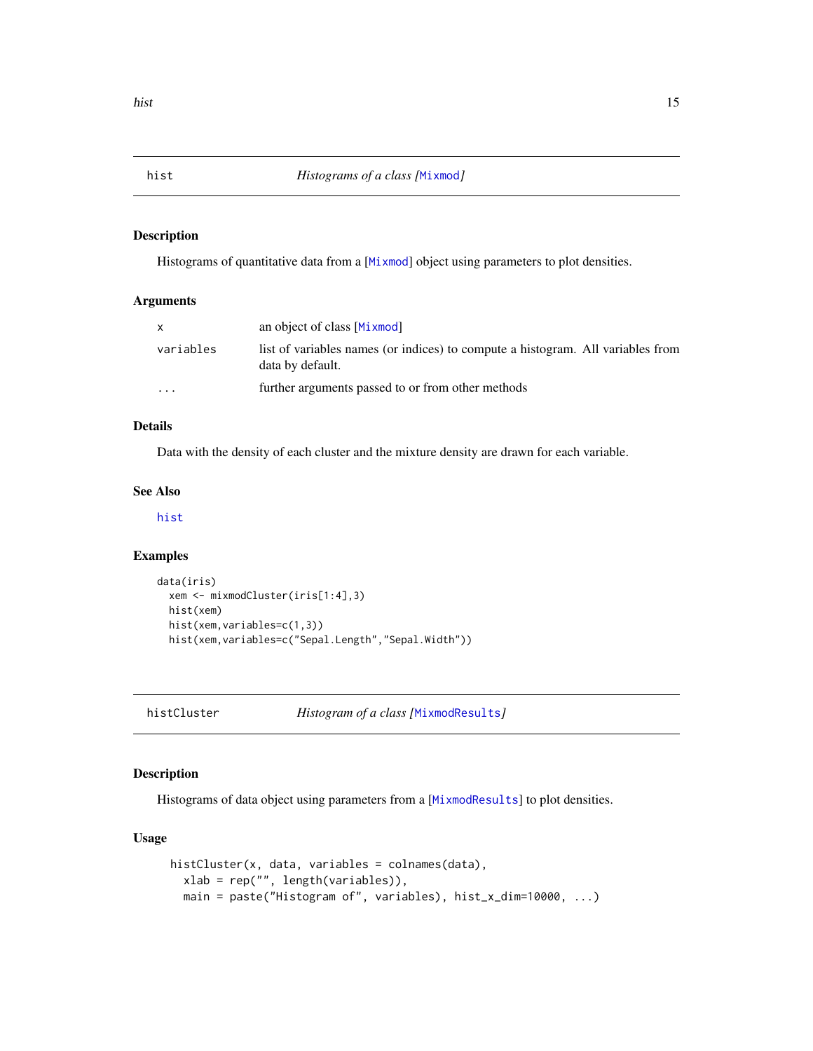## hist — *Histograms of a class [Mixmod]*

### Description

Histograms of quantitative data from a [Mixmod] object using parameters to plot densities.

### Arguments

| | |
|---|---|
| x | an object of class [Mixmod] |
| variables | list of variables names (or indices) to compute a histogram. All variables from data by default. |
| ... | further arguments passed to or from other methods |

### Details

Data with the density of each cluster and the mixture density are drawn for each variable.

### See Also

hist

### Examples

```
data(iris)
  xem <- mixmodCluster(iris[1:4],3)
  hist(xem)
  hist(xem,variables=c(1,3))
  hist(xem,variables=c("Sepal.Length","Sepal.Width"))
```

## histCluster — *Histogram of a class [MixmodResults]*

### Description

Histograms of data object using parameters from a [MixmodResults] to plot densities.

### Usage

```
histCluster(x, data, variables = colnames(data),
  xlab = rep("", length(variables)),
  main = paste("Histogram of", variables), hist_x_dim=10000, ...)
```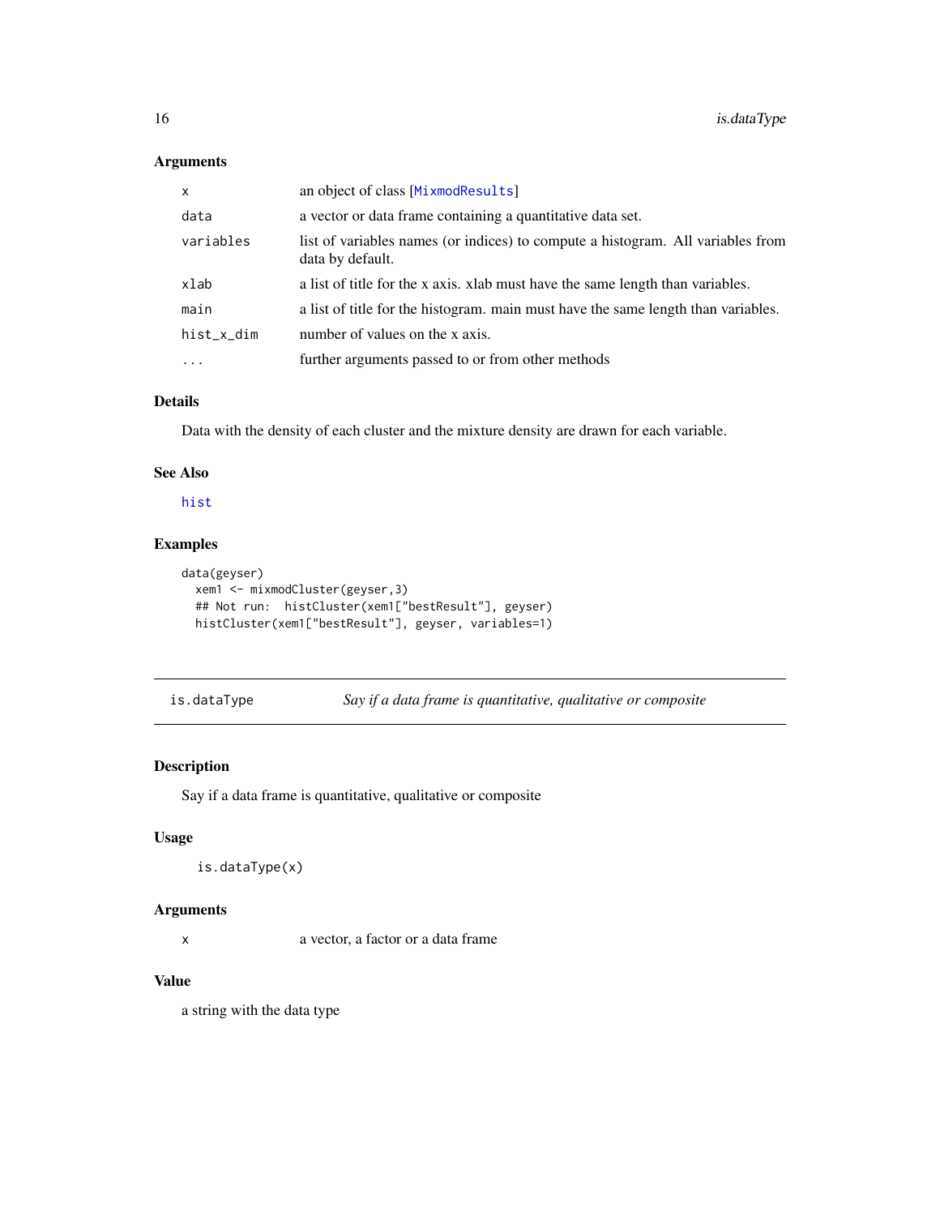### Arguments

| | |
|---|---|
| x | an object of class [MixmodResults] |
| data | a vector or data frame containing a quantitative data set. |
| variables | list of variables names (or indices) to compute a histogram. All variables from data by default. |
| xlab | a list of title for the x axis. xlab must have the same length than variables. |
| main | a list of title for the histogram. main must have the same length than variables. |
| hist_x_dim | number of values on the x axis. |
| ... | further arguments passed to or from other methods |

### Details

Data with the density of each cluster and the mixture density are drawn for each variable.

### See Also

hist

### Examples

```
data(geyser)
  xem1 <- mixmodCluster(geyser,3)
  ## Not run:  histCluster(xem1["bestResult"], geyser)
  histCluster(xem1["bestResult"], geyser, variables=1)
```

---

## is.dataType — *Say if a data frame is quantitative, qualitative or composite*

---

### Description

Say if a data frame is quantitative, qualitative or composite

### Usage

```
is.dataType(x)
```

### Arguments

| | |
|---|---|
| x | a vector, a factor or a data frame |

### Value

a string with the data type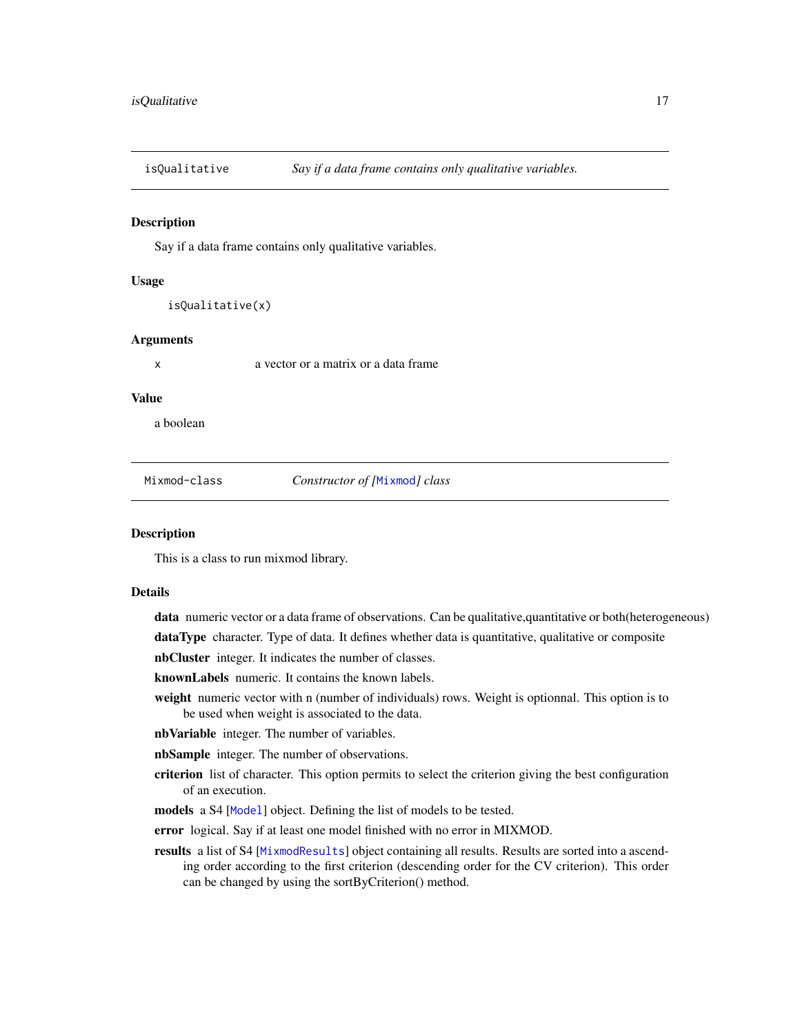## isQualitative — *Say if a data frame contains only qualitative variables.*

### Description

Say if a data frame contains only qualitative variables.

### Usage

```
isQualitative(x)
```

### Arguments

| | |
|---|---|
| x | a vector or a matrix or a data frame |

### Value

a boolean

## Mixmod-class — *Constructor of [Mixmod] class*

### Description

This is a class to run mixmod library.

### Details

**data** numeric vector or a data frame of observations. Can be qualitative,quantitative or both(heterogeneous)

**dataType** character. Type of data. It defines whether data is quantitative, qualitative or composite

**nbCluster** integer. It indicates the number of classes.

**knownLabels** numeric. It contains the known labels.

**weight** numeric vector with n (number of individuals) rows. Weight is optionnal. This option is to be used when weight is associated to the data.

**nbVariable** integer. The number of variables.

**nbSample** integer. The number of observations.

**criterion** list of character. This option permits to select the criterion giving the best configuration of an execution.

**models** a S4 [Model] object. Defining the list of models to be tested.

**error** logical. Say if at least one model finished with no error in MIXMOD.

**results** a list of S4 [MixmodResults] object containing all results. Results are sorted into a ascending order according to the first criterion (descending order for the CV criterion). This order can be changed by using the sortByCriterion() method.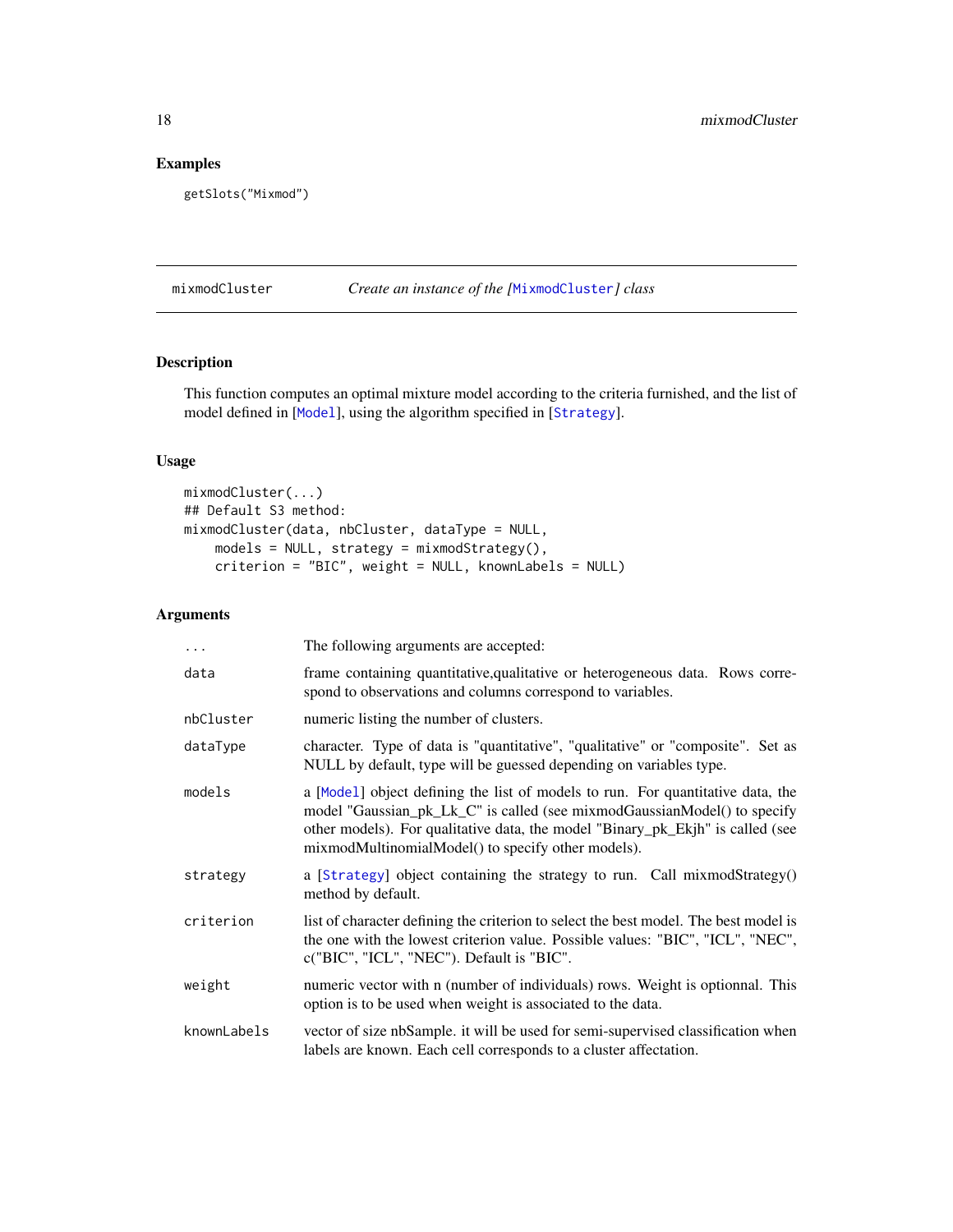## Examples

```
getSlots("Mixmod")
```

---

mixmodCluster *Create an instance of the [MixmodCluster] class*

---

### Description

This function computes an optimal mixture model according to the criteria furnished, and the list of model defined in [Model], using the algorithm specified in [Strategy].

### Usage

```
mixmodCluster(...)
## Default S3 method:
mixmodCluster(data, nbCluster, dataType = NULL,
    models = NULL, strategy = mixmodStrategy(),
    criterion = "BIC", weight = NULL, knownLabels = NULL)
```

### Arguments

| | |
|---|---|
| ... | The following arguments are accepted: |
| data | frame containing quantitative,qualitative or heterogeneous data. Rows correspond to observations and columns correspond to variables. |
| nbCluster | numeric listing the number of clusters. |
| dataType | character. Type of data is "quantitative", "qualitative" or "composite". Set as NULL by default, type will be guessed depending on variables type. |
| models | a [Model] object defining the list of models to run. For quantitative data, the model "Gaussian_pk_Lk_C" is called (see mixmodGaussianModel() to specify other models). For qualitative data, the model "Binary_pk_Ekjh" is called (see mixmodMultinomialModel() to specify other models). |
| strategy | a [Strategy] object containing the strategy to run. Call mixmodStrategy() method by default. |
| criterion | list of character defining the criterion to select the best model. The best model is the one with the lowest criterion value. Possible values: "BIC", "ICL", "NEC", c("BIC", "ICL", "NEC"). Default is "BIC". |
| weight | numeric vector with n (number of individuals) rows. Weight is optionnal. This option is to be used when weight is associated to the data. |
| knownLabels | vector of size nbSample. it will be used for semi-supervised classification when labels are known. Each cell corresponds to a cluster affectation. |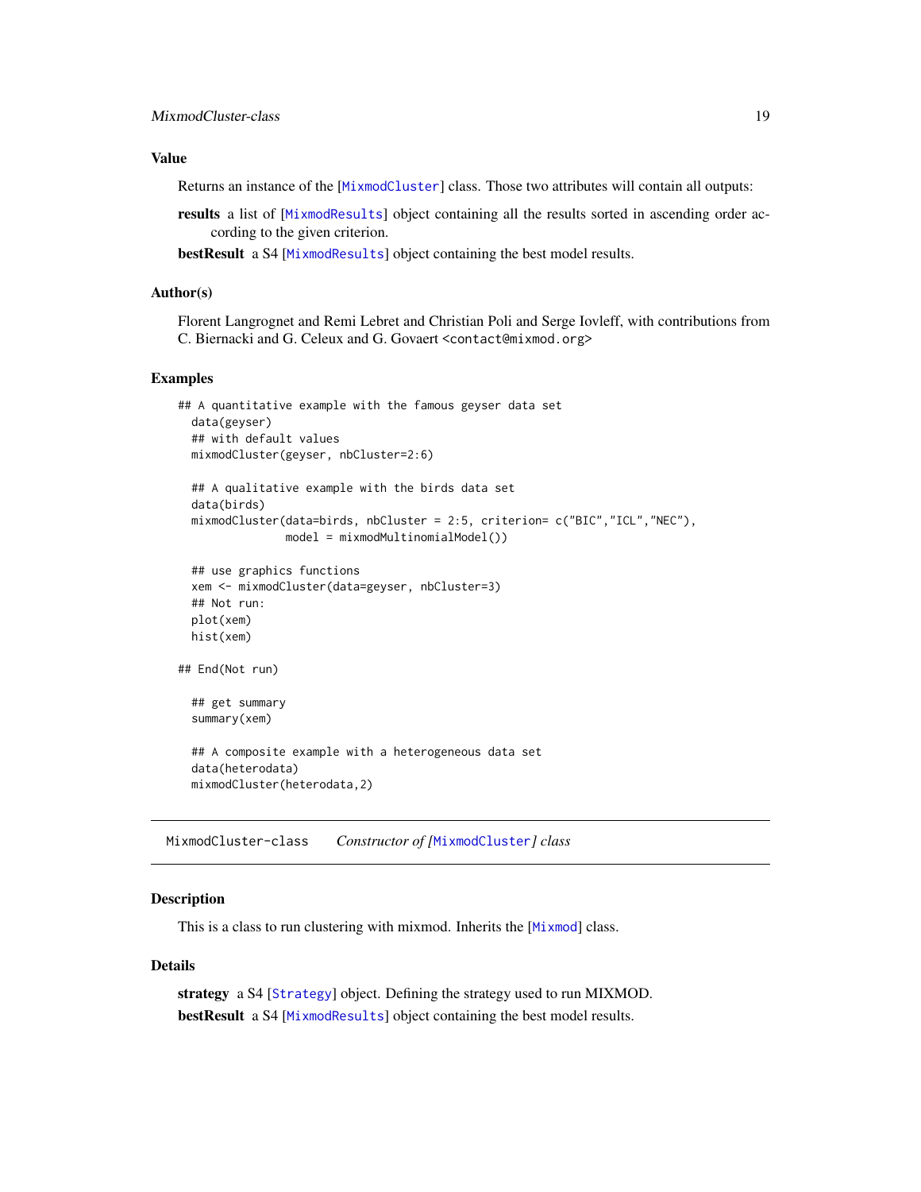### Value

Returns an instance of the [MixmodCluster] class. Those two attributes will contain all outputs:

**results** a list of [MixmodResults] object containing all the results sorted in ascending order according to the given criterion.

**bestResult** a S4 [MixmodResults] object containing the best model results.

### Author(s)

Florent Langrognet and Remi Lebret and Christian Poli and Serge Iovleff, with contributions from C. Biernacki and G. Celeux and G. Govaert <contact@mixmod.org>

### Examples

```
## A quantitative example with the famous geyser data set
  data(geyser)
  ## with default values
  mixmodCluster(geyser, nbCluster=2:6)

  ## A qualitative example with the birds data set
  data(birds)
  mixmodCluster(data=birds, nbCluster = 2:5, criterion= c("BIC","ICL","NEC"),
               model = mixmodMultinomialModel())

  ## use graphics functions
  xem <- mixmodCluster(data=geyser, nbCluster=3)
  ## Not run:
  plot(xem)
  hist(xem)

## End(Not run)

  ## get summary
  summary(xem)

  ## A composite example with a heterogeneous data set
  data(heterodata)
  mixmodCluster(heterodata,2)
```

---

## MixmodCluster-class *Constructor of [MixmodCluster] class*

### Description

This is a class to run clustering with mixmod. Inherits the [Mixmod] class.

### Details

**strategy** a S4 [Strategy] object. Defining the strategy used to run MIXMOD.

**bestResult** a S4 [MixmodResults] object containing the best model results.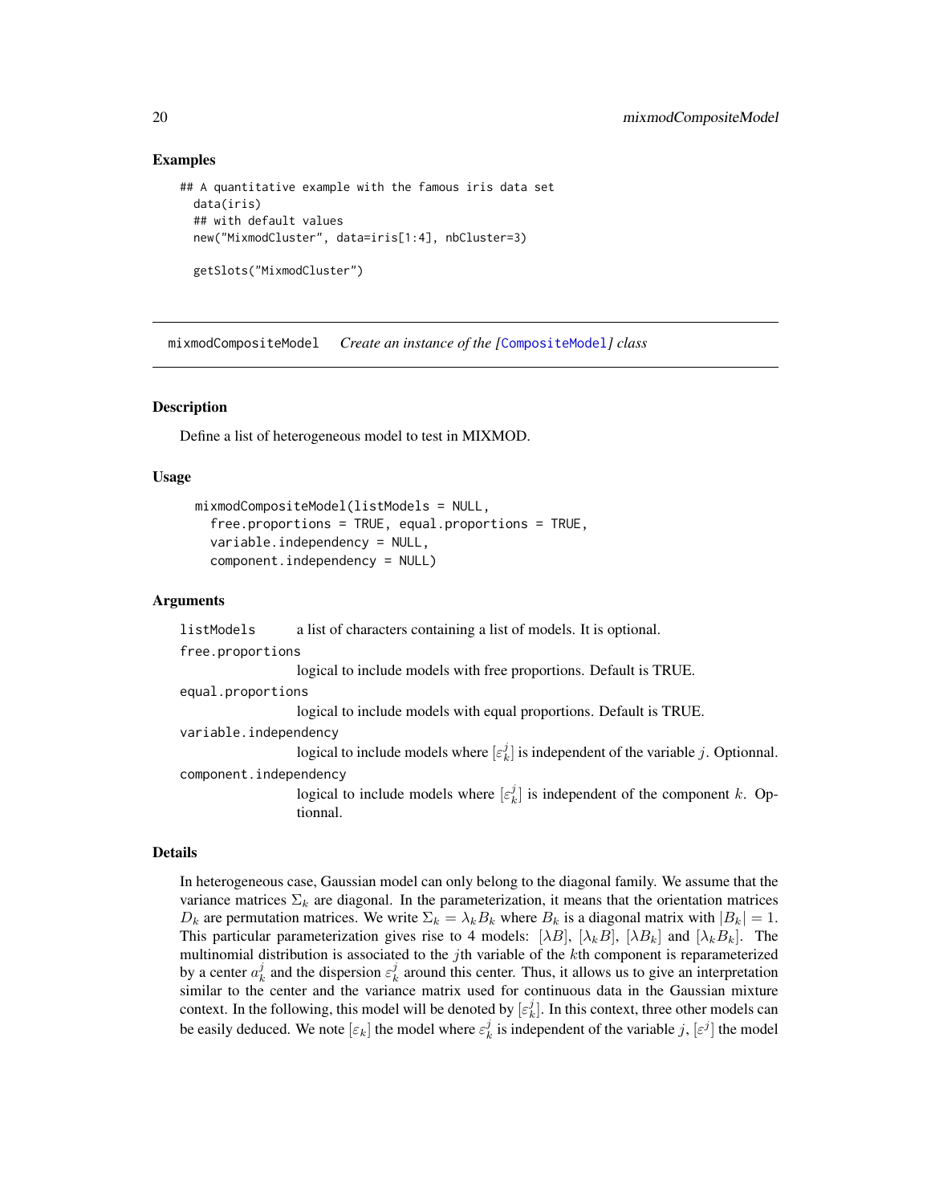### Examples

```
## A quantitative example with the famous iris data set
  data(iris)
  ## with default values
  new("MixmodCluster", data=iris[1:4], nbCluster=3)

  getSlots("MixmodCluster")
```

## mixmodCompositeModel *Create an instance of the [CompositeModel] class*

### Description

Define a list of heterogeneous model to test in MIXMOD.

### Usage

```
mixmodCompositeModel(listModels = NULL,
  free.proportions = TRUE, equal.proportions = TRUE,
  variable.independency = NULL,
  component.independency = NULL)
```

### Arguments

`listModels` a list of characters containing a list of models. It is optional.

`free.proportions` logical to include models with free proportions. Default is TRUE.

`equal.proportions` logical to include models with equal proportions. Default is TRUE.

`variable.independency` logical to include models where $[\varepsilon_k^j]$ is independent of the variable $j$. Optionnal.

`component.independency` logical to include models where $[\varepsilon_k^j]$ is independent of the component $k$. Optionnal.

### Details

In heterogeneous case, Gaussian model can only belong to the diagonal family. We assume that the variance matrices $\Sigma_k$ are diagonal. In the parameterization, it means that the orientation matrices $D_k$ are permutation matrices. We write $\Sigma_k = \lambda_k B_k$ where $B_k$ is a diagonal matrix with $|B_k| = 1$. This particular parameterization gives rise to 4 models: $[\lambda B]$, $[\lambda_k B]$, $[\lambda B_k]$ and $[\lambda_k B_k]$. The multinomial distribution is associated to the $j$th variable of the $k$th component is reparameterized by a center $a_k^j$ and the dispersion $\varepsilon_k^j$ around this center. Thus, it allows us to give an interpretation similar to the center and the variance matrix used for continuous data in the Gaussian mixture context. In the following, this model will be denoted by $[\varepsilon_k^j]$. In this context, three other models can be easily deduced. We note $[\varepsilon_k]$ the model where $\varepsilon_k^j$ is independent of the variable $j$, $[\varepsilon^j]$ the model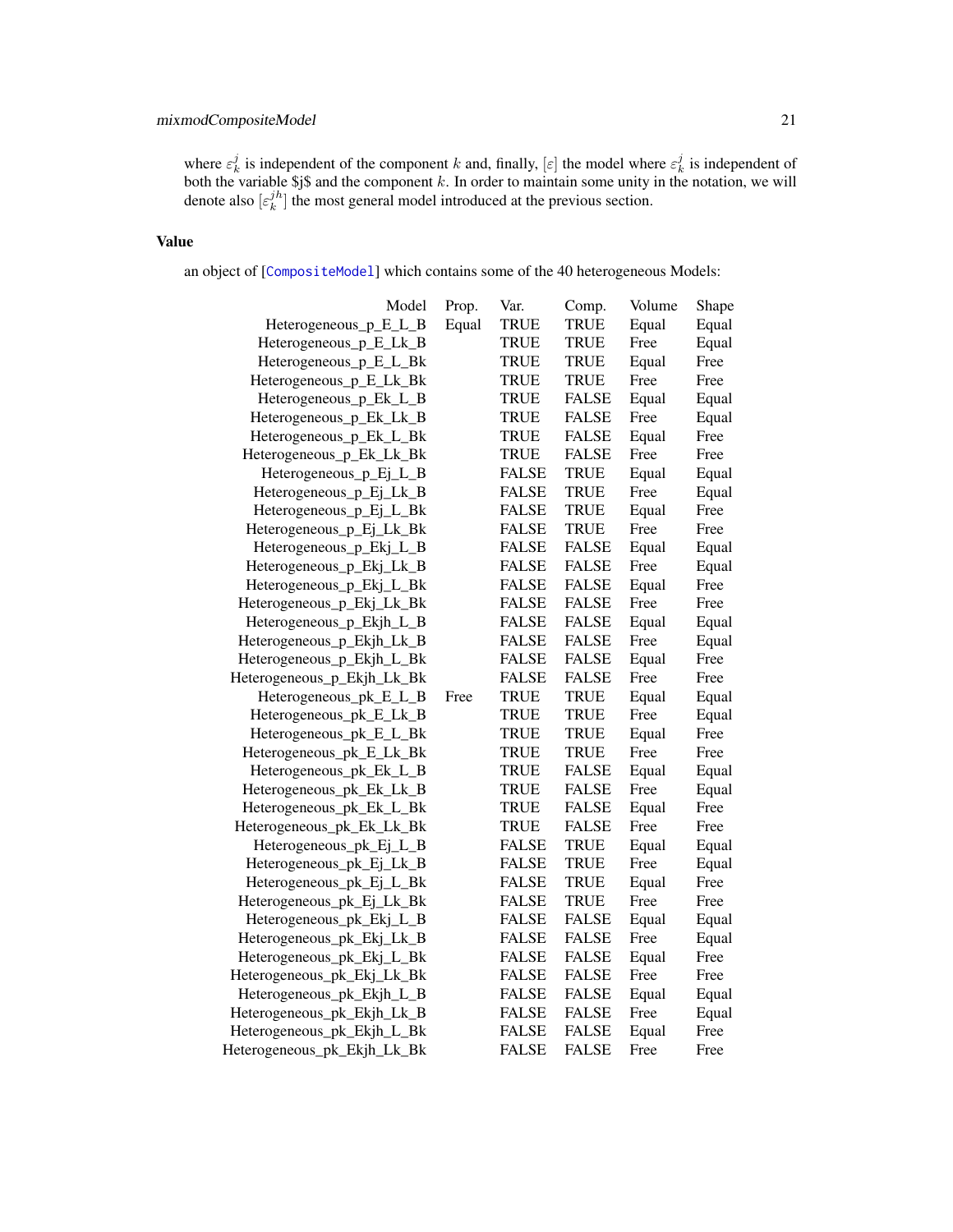where $\varepsilon_k^j$ is independent of the component $k$ and, finally, $[\varepsilon]$ the model where $\varepsilon_k^j$ is independent of both the variable $j$ and the component $k$. In order to maintain some unity in the notation, we will denote also $[\varepsilon_k^{jh}]$ the most general model introduced at the previous section.

## Value

an object of [CompositeModel] which contains some of the 40 heterogeneous Models:

| Model | Prop. | Var. | Comp. | Volume | Shape |
|---|---|---|---|---|---|
| Heterogeneous_p_E_L_B | Equal | TRUE | TRUE | Equal | Equal |
| Heterogeneous_p_E_Lk_B | | TRUE | TRUE | Free | Equal |
| Heterogeneous_p_E_L_Bk | | TRUE | TRUE | Equal | Free |
| Heterogeneous_p_E_Lk_Bk | | TRUE | TRUE | Free | Free |
| Heterogeneous_p_Ek_L_B | | TRUE | FALSE | Equal | Equal |
| Heterogeneous_p_Ek_Lk_B | | TRUE | FALSE | Free | Equal |
| Heterogeneous_p_Ek_L_Bk | | TRUE | FALSE | Equal | Free |
| Heterogeneous_p_Ek_Lk_Bk | | TRUE | FALSE | Free | Free |
| Heterogeneous_p_Ej_L_B | | FALSE | TRUE | Equal | Equal |
| Heterogeneous_p_Ej_Lk_B | | FALSE | TRUE | Free | Equal |
| Heterogeneous_p_Ej_L_Bk | | FALSE | TRUE | Equal | Free |
| Heterogeneous_p_Ej_Lk_Bk | | FALSE | TRUE | Free | Free |
| Heterogeneous_p_Ekj_L_B | | FALSE | FALSE | Equal | Equal |
| Heterogeneous_p_Ekj_Lk_B | | FALSE | FALSE | Free | Equal |
| Heterogeneous_p_Ekj_L_Bk | | FALSE | FALSE | Equal | Free |
| Heterogeneous_p_Ekj_Lk_Bk | | FALSE | FALSE | Free | Free |
| Heterogeneous_p_Ekjh_L_B | | FALSE | FALSE | Equal | Equal |
| Heterogeneous_p_Ekjh_Lk_B | | FALSE | FALSE | Free | Equal |
| Heterogeneous_p_Ekjh_L_Bk | | FALSE | FALSE | Equal | Free |
| Heterogeneous_p_Ekjh_Lk_Bk | | FALSE | FALSE | Free | Free |
| Heterogeneous_pk_E_L_B | Free | TRUE | TRUE | Equal | Equal |
| Heterogeneous_pk_E_Lk_B | | TRUE | TRUE | Free | Equal |
| Heterogeneous_pk_E_L_Bk | | TRUE | TRUE | Equal | Free |
| Heterogeneous_pk_E_Lk_Bk | | TRUE | TRUE | Free | Free |
| Heterogeneous_pk_Ek_L_B | | TRUE | FALSE | Equal | Equal |
| Heterogeneous_pk_Ek_Lk_B | | TRUE | FALSE | Free | Equal |
| Heterogeneous_pk_Ek_L_Bk | | TRUE | FALSE | Equal | Free |
| Heterogeneous_pk_Ek_Lk_Bk | | TRUE | FALSE | Free | Free |
| Heterogeneous_pk_Ej_L_B | | FALSE | TRUE | Equal | Equal |
| Heterogeneous_pk_Ej_Lk_B | | FALSE | TRUE | Free | Equal |
| Heterogeneous_pk_Ej_L_Bk | | FALSE | TRUE | Equal | Free |
| Heterogeneous_pk_Ej_Lk_Bk | | FALSE | TRUE | Free | Free |
| Heterogeneous_pk_Ekj_L_B | | FALSE | FALSE | Equal | Equal |
| Heterogeneous_pk_Ekj_Lk_B | | FALSE | FALSE | Free | Equal |
| Heterogeneous_pk_Ekj_L_Bk | | FALSE | FALSE | Equal | Free |
| Heterogeneous_pk_Ekj_Lk_Bk | | FALSE | FALSE | Free | Free |
| Heterogeneous_pk_Ekjh_L_B | | FALSE | FALSE | Equal | Equal |
| Heterogeneous_pk_Ekjh_Lk_B | | FALSE | FALSE | Free | Equal |
| Heterogeneous_pk_Ekjh_L_Bk | | FALSE | FALSE | Equal | Free |
| Heterogeneous_pk_Ekjh_Lk_Bk | | FALSE | FALSE | Free | Free |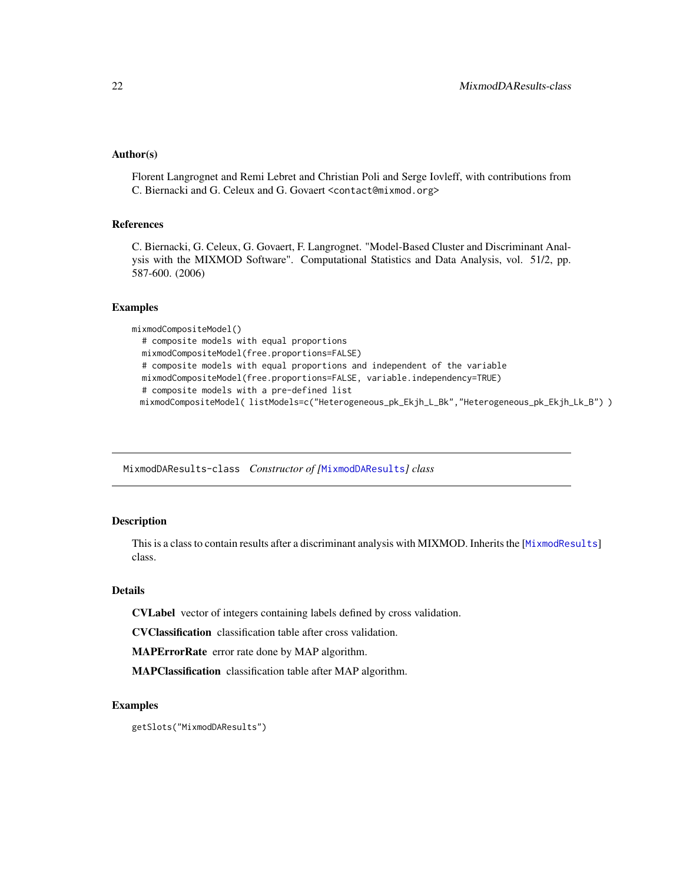### Author(s)

Florent Langrognet and Remi Lebret and Christian Poli and Serge Iovleff, with contributions from C. Biernacki and G. Celeux and G. Govaert <contact@mixmod.org>

### References

C. Biernacki, G. Celeux, G. Govaert, F. Langrognet. "Model-Based Cluster and Discriminant Analysis with the MIXMOD Software". Computational Statistics and Data Analysis, vol. 51/2, pp. 587-600. (2006)

### Examples

```
mixmodCompositeModel()
  # composite models with equal proportions
  mixmodCompositeModel(free.proportions=FALSE)
  # composite models with equal proportions and independent of the variable
  mixmodCompositeModel(free.proportions=FALSE, variable.independency=TRUE)
  # composite models with a pre-defined list
 mixmodCompositeModel( listModels=c("Heterogeneous_pk_Ekjh_L_Bk","Heterogeneous_pk_Ekjh_Lk_B") )
```

---

## MixmodDAResults-class *Constructor of [MixmodDAResults] class*

### Description

This is a class to contain results after a discriminant analysis with MIXMOD. Inherits the [MixmodResults] class.

### Details

**CVLabel** vector of integers containing labels defined by cross validation.

**CVClassification** classification table after cross validation.

**MAPErrorRate** error rate done by MAP algorithm.

**MAPClassification** classification table after MAP algorithm.

### Examples

```
getSlots("MixmodDAResults")
```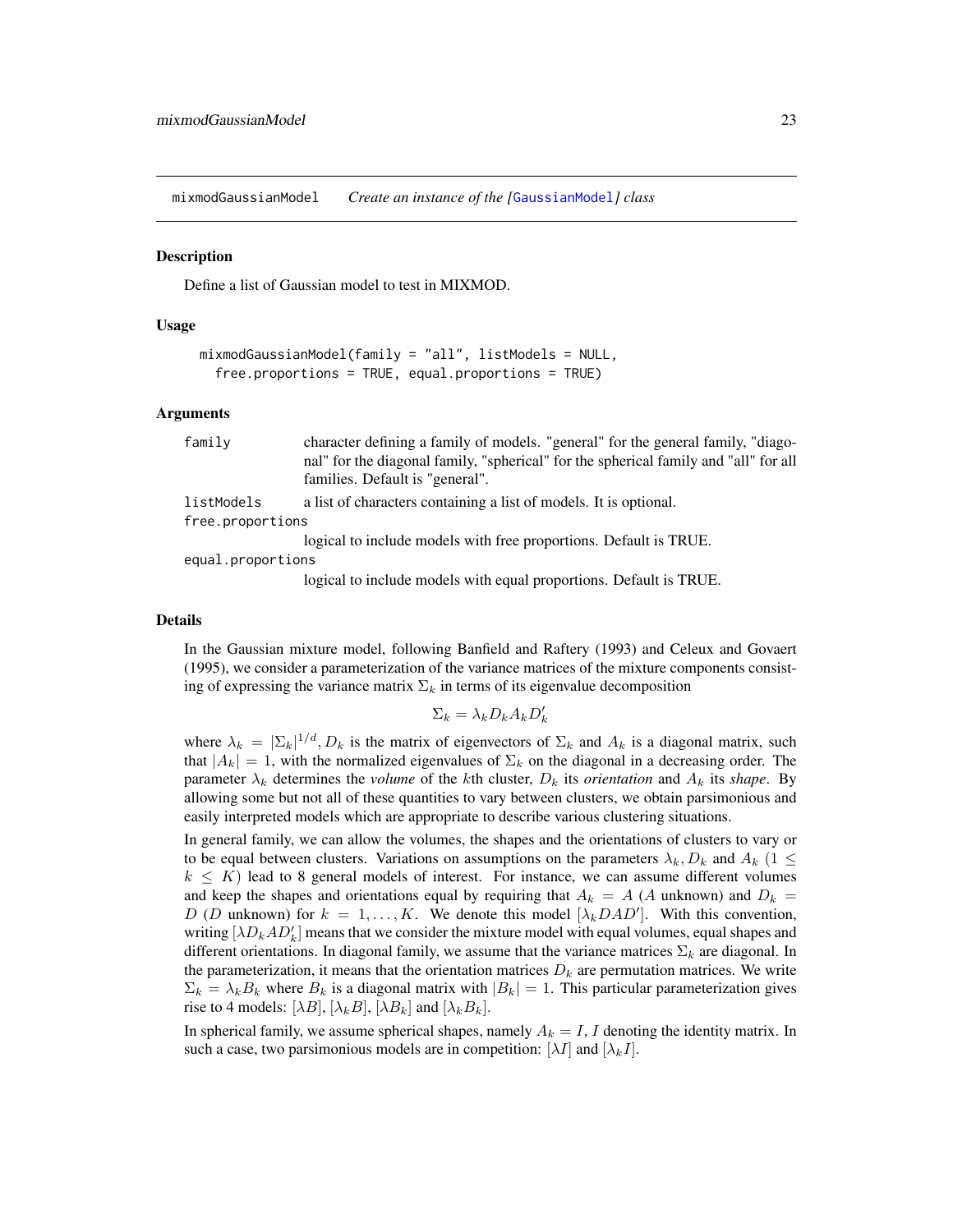## mixmodGaussianModel — *Create an instance of the [GaussianModel] class*

### Description

Define a list of Gaussian model to test in MIXMOD.

### Usage

```
mixmodGaussianModel(family = "all", listModels = NULL,
  free.proportions = TRUE, equal.proportions = TRUE)
```

### Arguments

| Argument | Description |
|---|---|
| family | character defining a family of models. "general" for the general family, "diagonal" for the diagonal family, "spherical" for the spherical family and "all" for all families. Default is "general". |
| listModels | a list of characters containing a list of models. It is optional. |
| free.proportions | logical to include models with free proportions. Default is TRUE. |
| equal.proportions | logical to include models with equal proportions. Default is TRUE. |

### Details

In the Gaussian mixture model, following Banfield and Raftery (1993) and Celeux and Govaert (1995), we consider a parameterization of the variance matrices of the mixture components consisting of expressing the variance matrix $\Sigma_k$ in terms of its eigenvalue decomposition

$$\Sigma_k = \lambda_k D_k A_k D'_k$$

where $\lambda_k = |\Sigma_k|^{1/d}, D_k$ is the matrix of eigenvectors of $\Sigma_k$ and $A_k$ is a diagonal matrix, such that $|A_k| = 1$, with the normalized eigenvalues of $\Sigma_k$ on the diagonal in a decreasing order. The parameter $\lambda_k$ determines the *volume* of the $k$th cluster, $D_k$ its *orientation* and $A_k$ its *shape*. By allowing some but not all of these quantities to vary between clusters, we obtain parsimonious and easily interpreted models which are appropriate to describe various clustering situations.

In general family, we can allow the volumes, the shapes and the orientations of clusters to vary or to be equal between clusters. Variations on assumptions on the parameters $\lambda_k, D_k$ and $A_k$ ($1 \leq k \leq K$) lead to 8 general models of interest. For instance, we can assume different volumes and keep the shapes and orientations equal by requiring that $A_k = A$ ($A$ unknown) and $D_k = D$ ($D$ unknown) for $k = 1, \ldots, K$. We denote this model $[\lambda_k DAD']$. With this convention, writing $[\lambda D_k AD'_k]$ means that we consider the mixture model with equal volumes, equal shapes and different orientations. In diagonal family, we assume that the variance matrices $\Sigma_k$ are diagonal. In the parameterization, it means that the orientation matrices $D_k$ are permutation matrices. We write $\Sigma_k = \lambda_k B_k$ where $B_k$ is a diagonal matrix with $|B_k| = 1$. This particular parameterization gives rise to 4 models: $[\lambda B]$, $[\lambda_k B]$, $[\lambda B_k]$ and $[\lambda_k B_k]$.

In spherical family, we assume spherical shapes, namely $A_k = I$, $I$ denoting the identity matrix. In such a case, two parsimonious models are in competition: $[\lambda I]$ and $[\lambda_k I]$.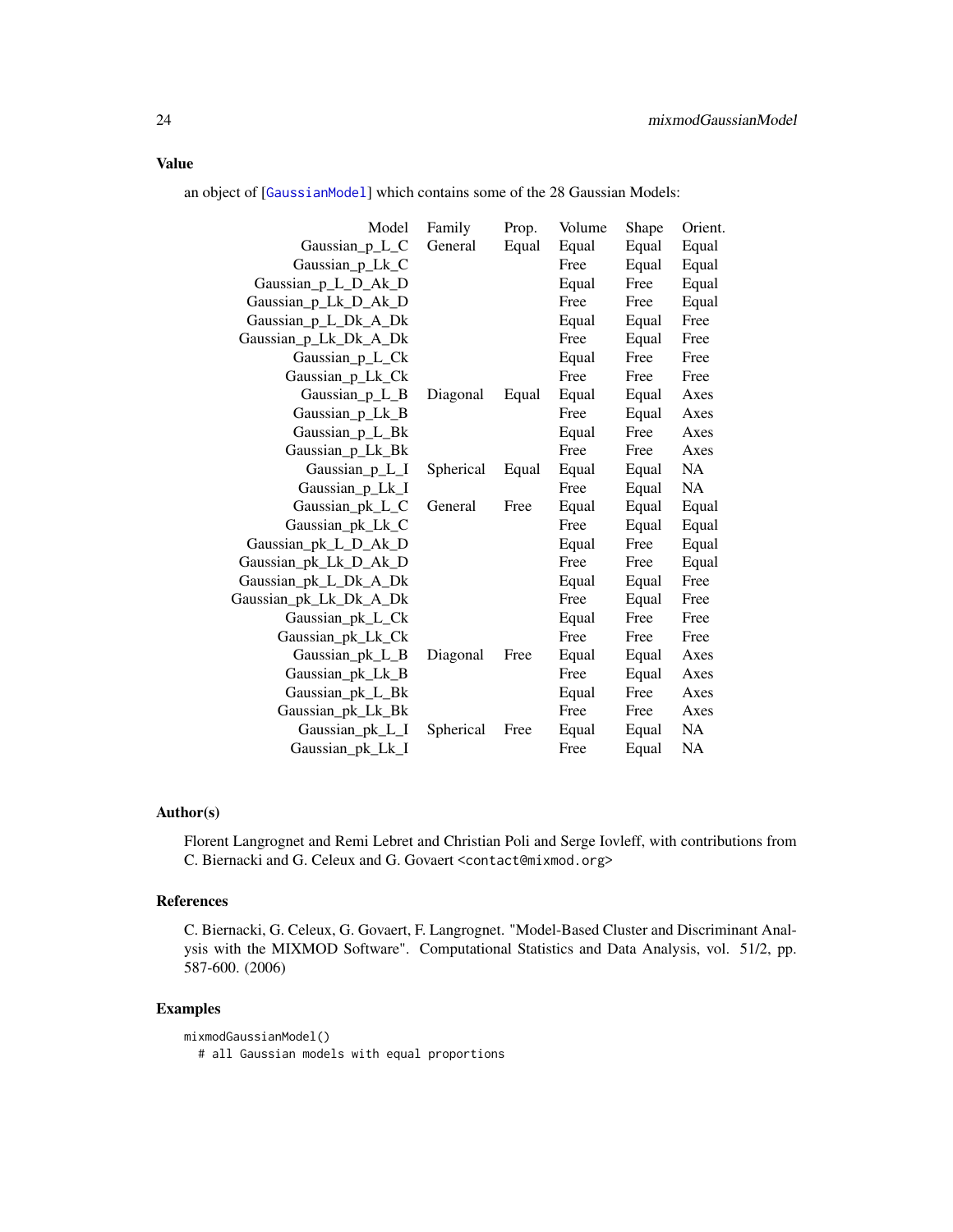### Value

an object of [GaussianModel] which contains some of the 28 Gaussian Models:

| Model | Family | Prop. | Volume | Shape | Orient. |
|---|---|---|---|---|---|
| Gaussian_p_L_C | General | Equal | Equal | Equal | Equal |
| Gaussian_p_Lk_C | | | Free | Equal | Equal |
| Gaussian_p_L_D_Ak_D | | | Equal | Free | Equal |
| Gaussian_p_Lk_D_Ak_D | | | Free | Free | Equal |
| Gaussian_p_L_Dk_A_Dk | | | Equal | Equal | Free |
| Gaussian_p_Lk_Dk_A_Dk | | | Free | Equal | Free |
| Gaussian_p_L_Ck | | | Equal | Free | Free |
| Gaussian_p_Lk_Ck | | | Free | Free | Free |
| Gaussian_p_L_B | Diagonal | Equal | Equal | Equal | Axes |
| Gaussian_p_Lk_B | | | Free | Equal | Axes |
| Gaussian_p_L_Bk | | | Equal | Free | Axes |
| Gaussian_p_Lk_Bk | | | Free | Free | Axes |
| Gaussian_p_L_I | Spherical | Equal | Equal | Equal | NA |
| Gaussian_p_Lk_I | | | Free | Equal | NA |
| Gaussian_pk_L_C | General | Free | Equal | Equal | Equal |
| Gaussian_pk_Lk_C | | | Free | Equal | Equal |
| Gaussian_pk_L_D_Ak_D | | | Equal | Free | Equal |
| Gaussian_pk_Lk_D_Ak_D | | | Free | Free | Equal |
| Gaussian_pk_L_Dk_A_Dk | | | Equal | Equal | Free |
| Gaussian_pk_Lk_Dk_A_Dk | | | Free | Equal | Free |
| Gaussian_pk_L_Ck | | | Equal | Free | Free |
| Gaussian_pk_Lk_Ck | | | Free | Free | Free |
| Gaussian_pk_L_B | Diagonal | Free | Equal | Equal | Axes |
| Gaussian_pk_Lk_B | | | Free | Equal | Axes |
| Gaussian_pk_L_Bk | | | Equal | Free | Axes |
| Gaussian_pk_Lk_Bk | | | Free | Free | Axes |
| Gaussian_pk_L_I | Spherical | Free | Equal | Equal | NA |
| Gaussian_pk_Lk_I | | | Free | Equal | NA |

### Author(s)

Florent Langrognet and Remi Lebret and Christian Poli and Serge Iovleff, with contributions from C. Biernacki and G. Celeux and G. Govaert <contact@mixmod.org>

### References

C. Biernacki, G. Celeux, G. Govaert, F. Langrognet. "Model-Based Cluster and Discriminant Analysis with the MIXMOD Software". Computational Statistics and Data Analysis, vol. 51/2, pp. 587-600. (2006)

### Examples

```
mixmodGaussianModel()
  # all Gaussian models with equal proportions
```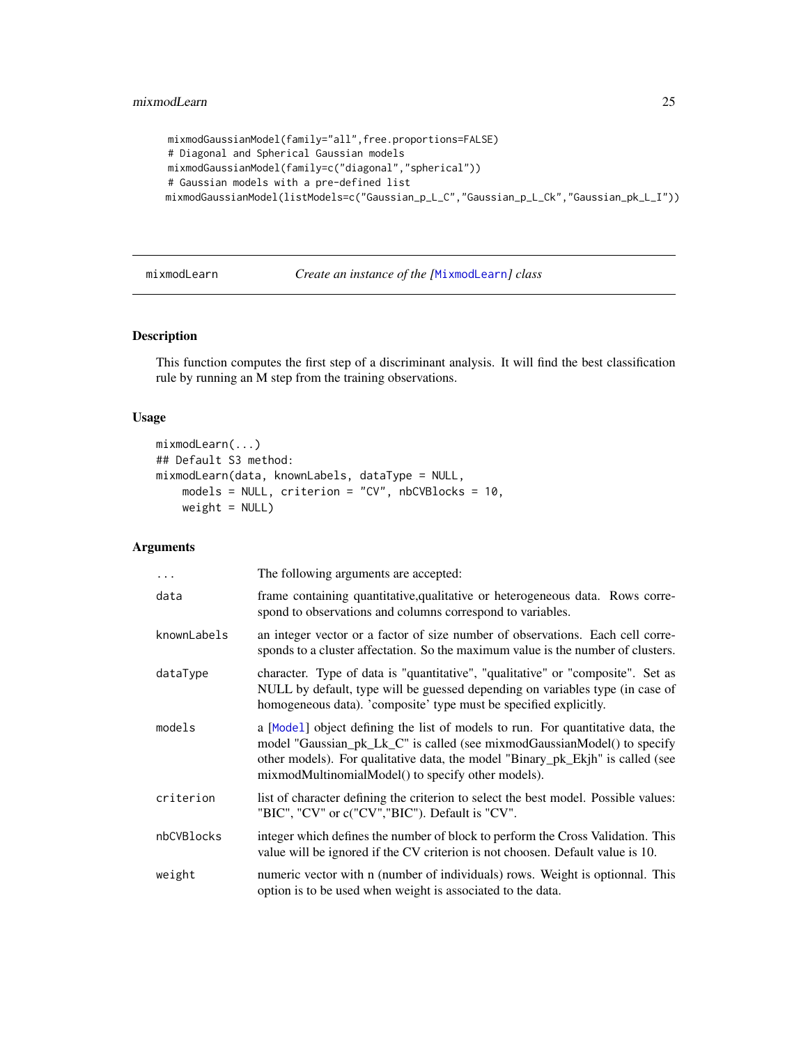```
mixmodGaussianModel(family="all",free.proportions=FALSE)
# Diagonal and Spherical Gaussian models
mixmodGaussianModel(family=c("diagonal","spherical"))
# Gaussian models with a pre-defined list
mixmodGaussianModel(listModels=c("Gaussian_p_L_C","Gaussian_p_L_Ck","Gaussian_pk_L_I"))
```

---

## mixmodLearn — *Create an instance of the [MixmodLearn] class*

### Description

This function computes the first step of a discriminant analysis. It will find the best classification rule by running an M step from the training observations.

### Usage

```
mixmodLearn(...)
## Default S3 method:
mixmodLearn(data, knownLabels, dataType = NULL,
    models = NULL, criterion = "CV", nbCVBlocks = 10,
    weight = NULL)
```

### Arguments

| | |
|---|---|
| ... | The following arguments are accepted: |
| data | frame containing quantitative,qualitative or heterogeneous data. Rows correspond to observations and columns correspond to variables. |
| knownLabels | an integer vector or a factor of size number of observations. Each cell corresponds to a cluster affectation. So the maximum value is the number of clusters. |
| dataType | character. Type of data is "quantitative", "qualitative" or "composite". Set as NULL by default, type will be guessed depending on variables type (in case of homogeneous data). 'composite' type must be specified explicitly. |
| models | a [Model] object defining the list of models to run. For quantitative data, the model "Gaussian_pk_Lk_C" is called (see mixmodGaussianModel() to specify other models). For qualitative data, the model "Binary_pk_Ekjh" is called (see mixmodMultinomialModel() to specify other models). |
| criterion | list of character defining the criterion to select the best model. Possible values: "BIC", "CV" or c("CV","BIC"). Default is "CV". |
| nbCVBlocks | integer which defines the number of block to perform the Cross Validation. This value will be ignored if the CV criterion is not choosen. Default value is 10. |
| weight | numeric vector with n (number of individuals) rows. Weight is optionnal. This option is to be used when weight is associated to the data. |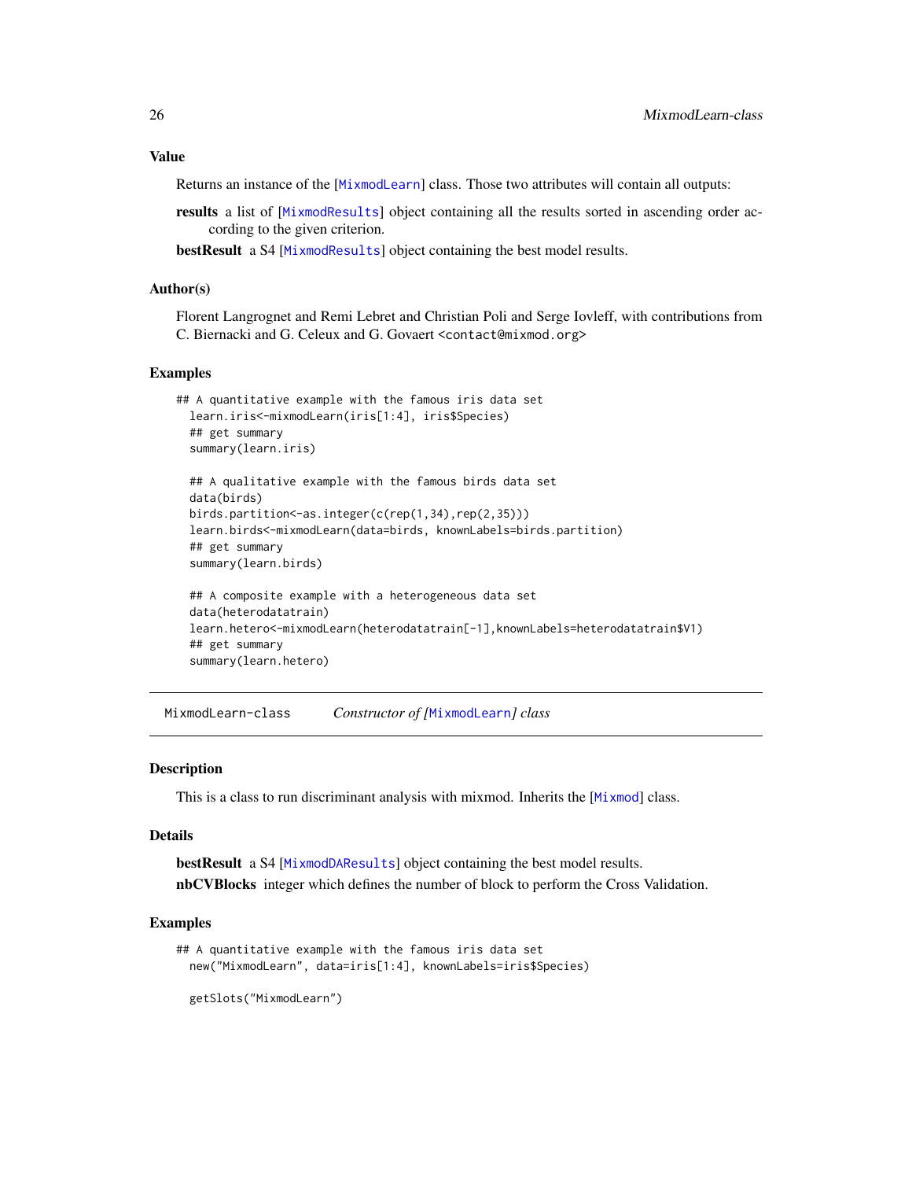### Value

Returns an instance of the [MixmodLearn] class. Those two attributes will contain all outputs:

**results** a list of [MixmodResults] object containing all the results sorted in ascending order according to the given criterion.

**bestResult** a S4 [MixmodResults] object containing the best model results.

### Author(s)

Florent Langrognet and Remi Lebret and Christian Poli and Serge Iovleff, with contributions from C. Biernacki and G. Celeux and G. Govaert <contact@mixmod.org>

### Examples

```
## A quantitative example with the famous iris data set
  learn.iris<-mixmodLearn(iris[1:4], iris$Species)
  ## get summary
  summary(learn.iris)

  ## A qualitative example with the famous birds data set
  data(birds)
  birds.partition<-as.integer(c(rep(1,34),rep(2,35)))
  learn.birds<-mixmodLearn(data=birds, knownLabels=birds.partition)
  ## get summary
  summary(learn.birds)

  ## A composite example with a heterogeneous data set
  data(heterodatatrain)
  learn.hetero<-mixmodLearn(heterodatatrain[-1],knownLabels=heterodatatrain$V1)
  ## get summary
  summary(learn.hetero)
```

---

## MixmodLearn-class — *Constructor of [MixmodLearn] class*

### Description

This is a class to run discriminant analysis with mixmod. Inherits the [Mixmod] class.

### Details

**bestResult** a S4 [MixmodDAResults] object containing the best model results.

**nbCVBlocks** integer which defines the number of block to perform the Cross Validation.

### Examples

```
## A quantitative example with the famous iris data set
  new("MixmodLearn", data=iris[1:4], knownLabels=iris$Species)

  getSlots("MixmodLearn")
```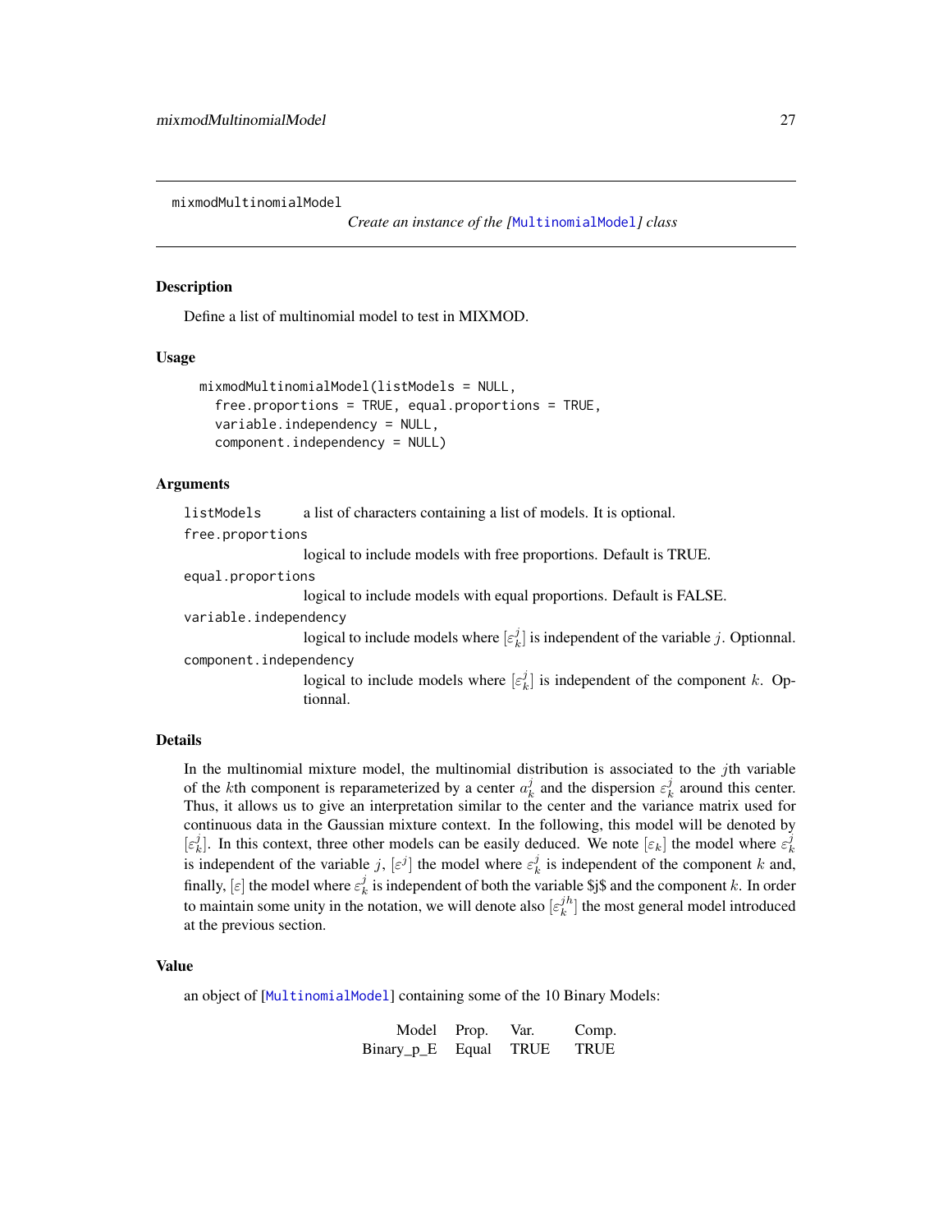mixmodMultinomialModel

*Create an instance of the [MultinomialModel] class*

## Description

Define a list of multinomial model to test in MIXMOD.

## Usage

```
mixmodMultinomialModel(listModels = NULL,
  free.proportions = TRUE, equal.proportions = TRUE,
  variable.independency = NULL,
  component.independency = NULL)
```

## Arguments

listModels
: a list of characters containing a list of models. It is optional.

free.proportions
: logical to include models with free proportions. Default is TRUE.

equal.proportions
: logical to include models with equal proportions. Default is FALSE.

variable.independency
: logical to include models where $[\varepsilon_k^j]$ is independent of the variable $j$. Optionnal.

component.independency
: logical to include models where $[\varepsilon_k^j]$ is independent of the component $k$. Optionnal.

## Details

In the multinomial mixture model, the multinomial distribution is associated to the $j$th variable of the $k$th component is reparameterized by a center $a_k^j$ and the dispersion $\varepsilon_k^j$ around this center. Thus, it allows us to give an interpretation similar to the center and the variance matrix used for continuous data in the Gaussian mixture context. In the following, this model will be denoted by $[\varepsilon_k^j]$. In this context, three other models can be easily deduced. We note $[\varepsilon_k]$ the model where $\varepsilon_k^j$ is independent of the variable $j$, $[\varepsilon^j]$ the model where $\varepsilon_k^j$ is independent of the component $k$ and, finally, $[\varepsilon]$ the model where $\varepsilon_k^j$ is independent of both the variable $j$ and the component $k$. In order to maintain some unity in the notation, we will denote also $[\varepsilon_k^{jh}]$ the most general model introduced at the previous section.

## Value

an object of [MultinomialModel] containing some of the 10 Binary Models:

| Model | Prop. | Var. | Comp. |
|---|---|---|---|
| Binary_p_E | Equal | TRUE | TRUE |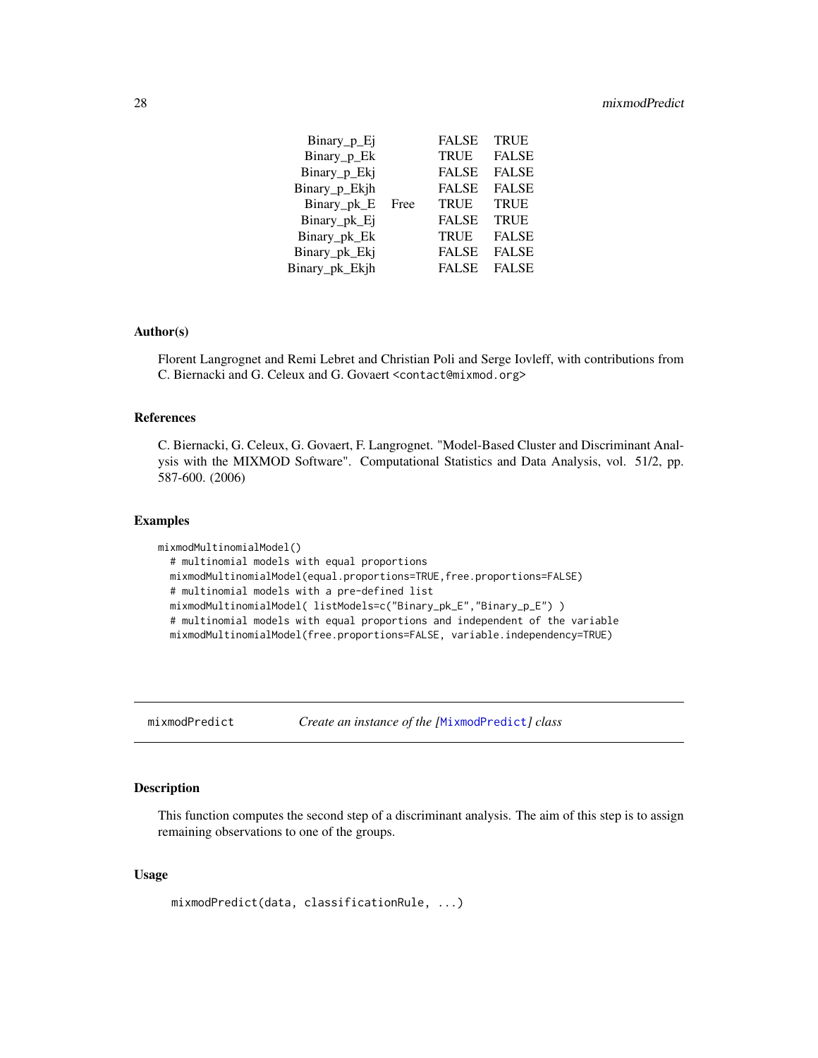| | | | |
|---|---|---|---|
| Binary_p_Ej | | FALSE | TRUE |
| Binary_p_Ek | | TRUE | FALSE |
| Binary_p_Ekj | | FALSE | FALSE |
| Binary_p_Ekjh | | FALSE | FALSE |
| Binary_pk_E | Free | TRUE | TRUE |
| Binary_pk_Ej | | FALSE | TRUE |
| Binary_pk_Ek | | TRUE | FALSE |
| Binary_pk_Ekj | | FALSE | FALSE |
| Binary_pk_Ekjh | | FALSE | FALSE |

### Author(s)

Florent Langrognet and Remi Lebret and Christian Poli and Serge Iovleff, with contributions from C. Biernacki and G. Celeux and G. Govaert <contact@mixmod.org>

### References

C. Biernacki, G. Celeux, G. Govaert, F. Langrognet. "Model-Based Cluster and Discriminant Analysis with the MIXMOD Software". Computational Statistics and Data Analysis, vol. 51/2, pp. 587-600. (2006)

### Examples

```
mixmodMultinomialModel()
  # multinomial models with equal proportions
  mixmodMultinomialModel(equal.proportions=TRUE,free.proportions=FALSE)
  # multinomial models with a pre-defined list
  mixmodMultinomialModel( listModels=c("Binary_pk_E","Binary_p_E") )
  # multinomial models with equal proportions and independent of the variable
  mixmodMultinomialModel(free.proportions=FALSE, variable.independency=TRUE)
```

---

## mixmodPredict — *Create an instance of the [MixmodPredict] class*

### Description

This function computes the second step of a discriminant analysis. The aim of this step is to assign remaining observations to one of the groups.

### Usage

```
mixmodPredict(data, classificationRule, ...)
```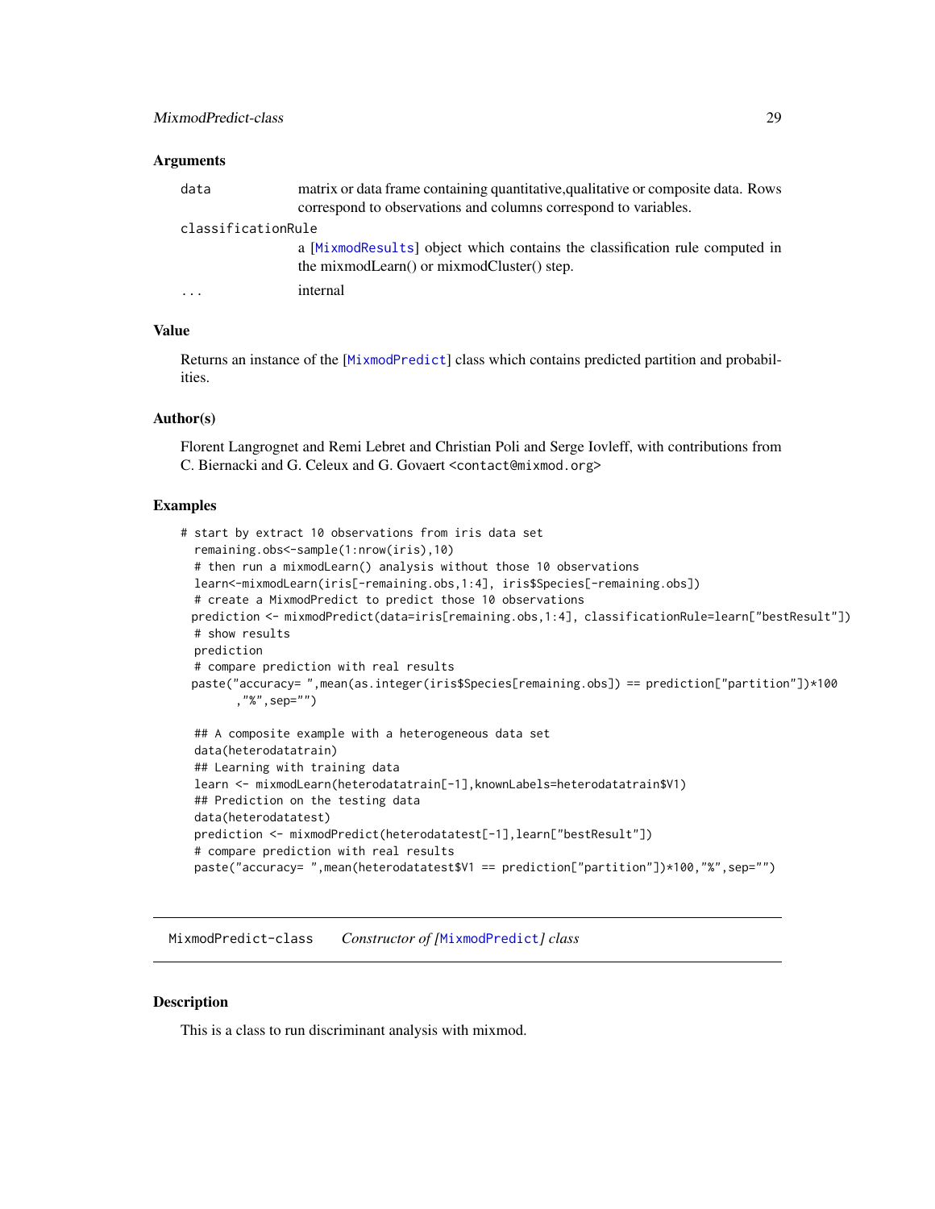### Arguments

- `data`: matrix or data frame containing quantitative,qualitative or composite data. Rows correspond to observations and columns correspond to variables.
- `classificationRule`: a [MixmodResults] object which contains the classification rule computed in the mixmodLearn() or mixmodCluster() step.
- `...`: internal

### Value

Returns an instance of the [MixmodPredict] class which contains predicted partition and probabilities.

### Author(s)

Florent Langrognet and Remi Lebret and Christian Poli and Serge Iovleff, with contributions from C. Biernacki and G. Celeux and G. Govaert `<contact@mixmod.org>`

### Examples

```
# start by extract 10 observations from iris data set
  remaining.obs<-sample(1:nrow(iris),10)
  # then run a mixmodLearn() analysis without those 10 observations
  learn<-mixmodLearn(iris[-remaining.obs,1:4], iris$Species[-remaining.obs])
  # create a MixmodPredict to predict those 10 observations
 prediction <- mixmodPredict(data=iris[remaining.obs,1:4], classificationRule=learn["bestResult"])
  # show results
  prediction
  # compare prediction with real results
 paste("accuracy= ",mean(as.integer(iris$Species[remaining.obs]) == prediction["partition"])*100
        ,"%",sep="")

  ## A composite example with a heterogeneous data set
  data(heterodatatrain)
  ## Learning with training data
  learn <- mixmodLearn(heterodatatrain[-1],knownLabels=heterodatatrain$V1)
  ## Prediction on the testing data
  data(heterodatatest)
  prediction <- mixmodPredict(heterodatatest[-1],learn["bestResult"])
  # compare prediction with real results
  paste("accuracy= ",mean(heterodatatest$V1 == prediction["partition"])*100,"%",sep="")
```

---

## MixmodPredict-class — *Constructor of [MixmodPredict] class*

### Description

This is a class to run discriminant analysis with mixmod.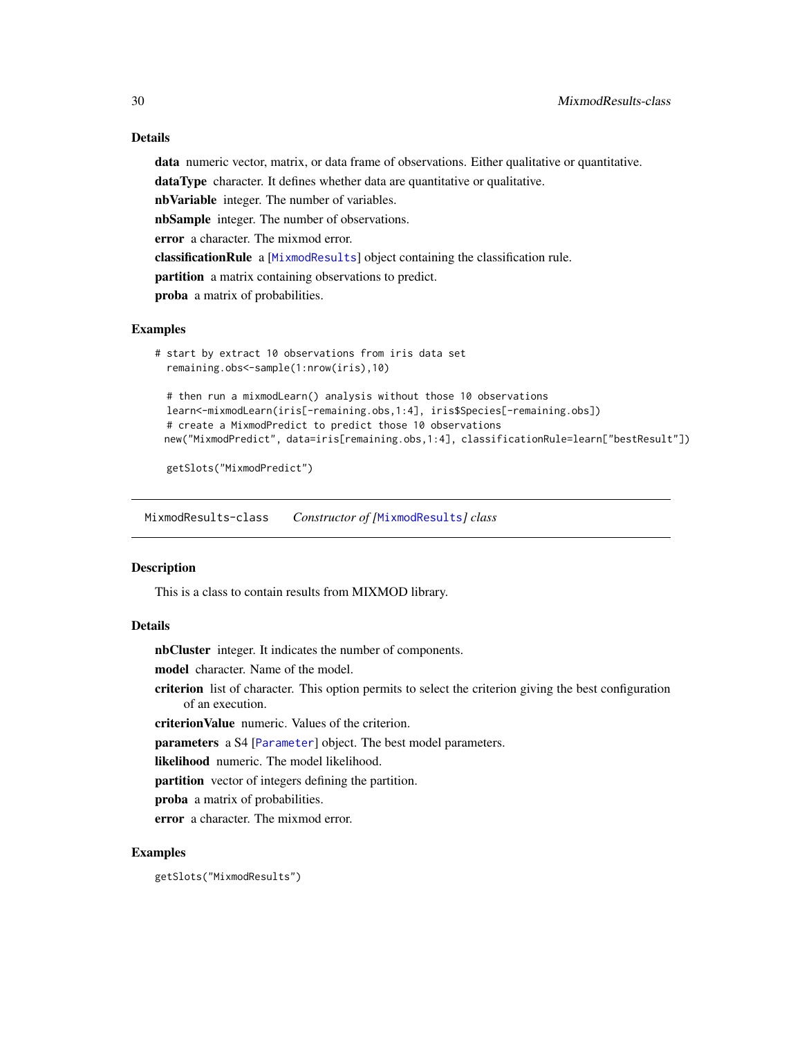### Details

**data** numeric vector, matrix, or data frame of observations. Either qualitative or quantitative.

**dataType** character. It defines whether data are quantitative or qualitative.

**nbVariable** integer. The number of variables.

**nbSample** integer. The number of observations.

**error** a character. The mixmod error.

**classificationRule** a [MixmodResults] object containing the classification rule.

**partition** a matrix containing observations to predict.

**proba** a matrix of probabilities.

### Examples

```
# start by extract 10 observations from iris data set
  remaining.obs<-sample(1:nrow(iris),10)

  # then run a mixmodLearn() analysis without those 10 observations
  learn<-mixmodLearn(iris[-remaining.obs,1:4], iris$Species[-remaining.obs])
  # create a MixmodPredict to predict those 10 observations
  new("MixmodPredict", data=iris[remaining.obs,1:4], classificationRule=learn["bestResult"])

  getSlots("MixmodPredict")
```

---

## MixmodResults-class    *Constructor of [MixmodResults] class*

### Description

This is a class to contain results from MIXMOD library.

### Details

**nbCluster** integer. It indicates the number of components.

**model** character. Name of the model.

**criterion** list of character. This option permits to select the criterion giving the best configuration of an execution.

**criterionValue** numeric. Values of the criterion.

**parameters** a S4 [Parameter] object. The best model parameters.

**likelihood** numeric. The model likelihood.

**partition** vector of integers defining the partition.

**proba** a matrix of probabilities.

**error** a character. The mixmod error.

### Examples

```
getSlots("MixmodResults")
```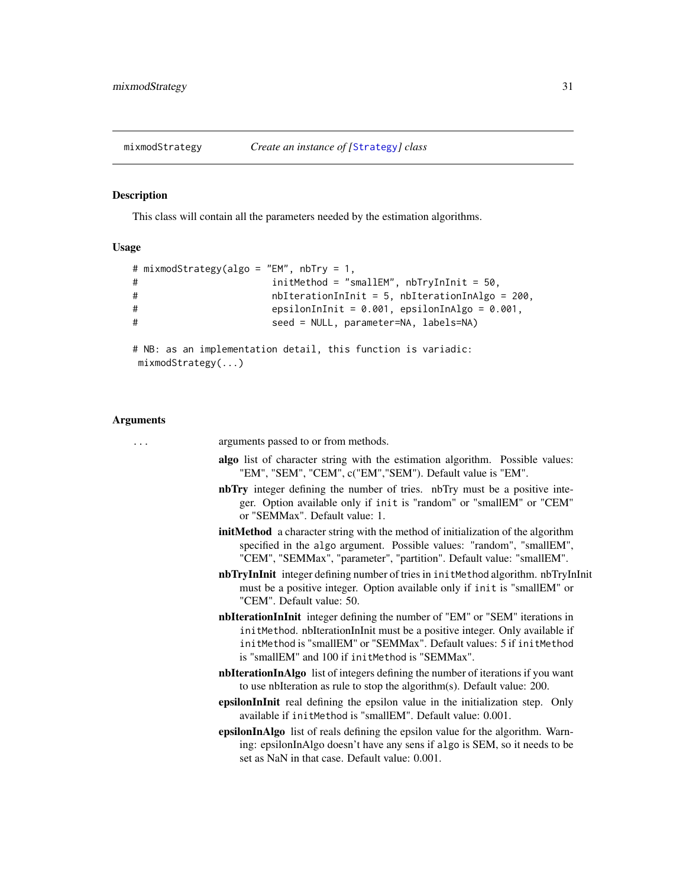mixmodStrategy *Create an instance of [Strategy] class*

### Description

This class will contain all the parameters needed by the estimation algorithms.

### Usage

```
# mixmodStrategy(algo = "EM", nbTry = 1,
#                       initMethod = "smallEM", nbTryInInit = 50,
#                       nbIterationInInit = 5, nbIterationInAlgo = 200,
#                       epsilonInInit = 0.001, epsilonInAlgo = 0.001,
#                       seed = NULL, parameter=NA, labels=NA)

# NB: as an implementation detail, this function is variadic:
 mixmodStrategy(...)
```

### Arguments

`...` arguments passed to or from methods.

- **algo** list of character string with the estimation algorithm. Possible values: "EM", "SEM", "CEM", c("EM","SEM"). Default value is "EM".
- **nbTry** integer defining the number of tries. nbTry must be a positive integer. Option available only if `init` is "random" or "smallEM" or "CEM" or "SEMMax". Default value: 1.
- **initMethod** a character string with the method of initialization of the algorithm specified in the `algo` argument. Possible values: "random", "smallEM", "CEM", "SEMMax", "parameter", "partition". Default value: "smallEM".
- **nbTryInInit** integer defining number of tries in `initMethod` algorithm. nbTryInInit must be a positive integer. Option available only if `init` is "smallEM" or "CEM". Default value: 50.
- **nbIterationInInit** integer defining the number of "EM" or "SEM" iterations in `initMethod`. nbIterationInInit must be a positive integer. Only available if `initMethod` is "smallEM" or "SEMMax". Default values: 5 if `initMethod` is "smallEM" and 100 if `initMethod` is "SEMMax".
- **nbIterationInAlgo** list of integers defining the number of iterations if you want to use nbIteration as rule to stop the algorithm(s). Default value: 200.
- **epsilonInInit** real defining the epsilon value in the initialization step. Only available if `initMethod` is "smallEM". Default value: 0.001.
- **epsilonInAlgo** list of reals defining the epsilon value for the algorithm. Warning: epsilonInAlgo doesn't have any sens if `algo` is SEM, so it needs to be set as NaN in that case. Default value: 0.001.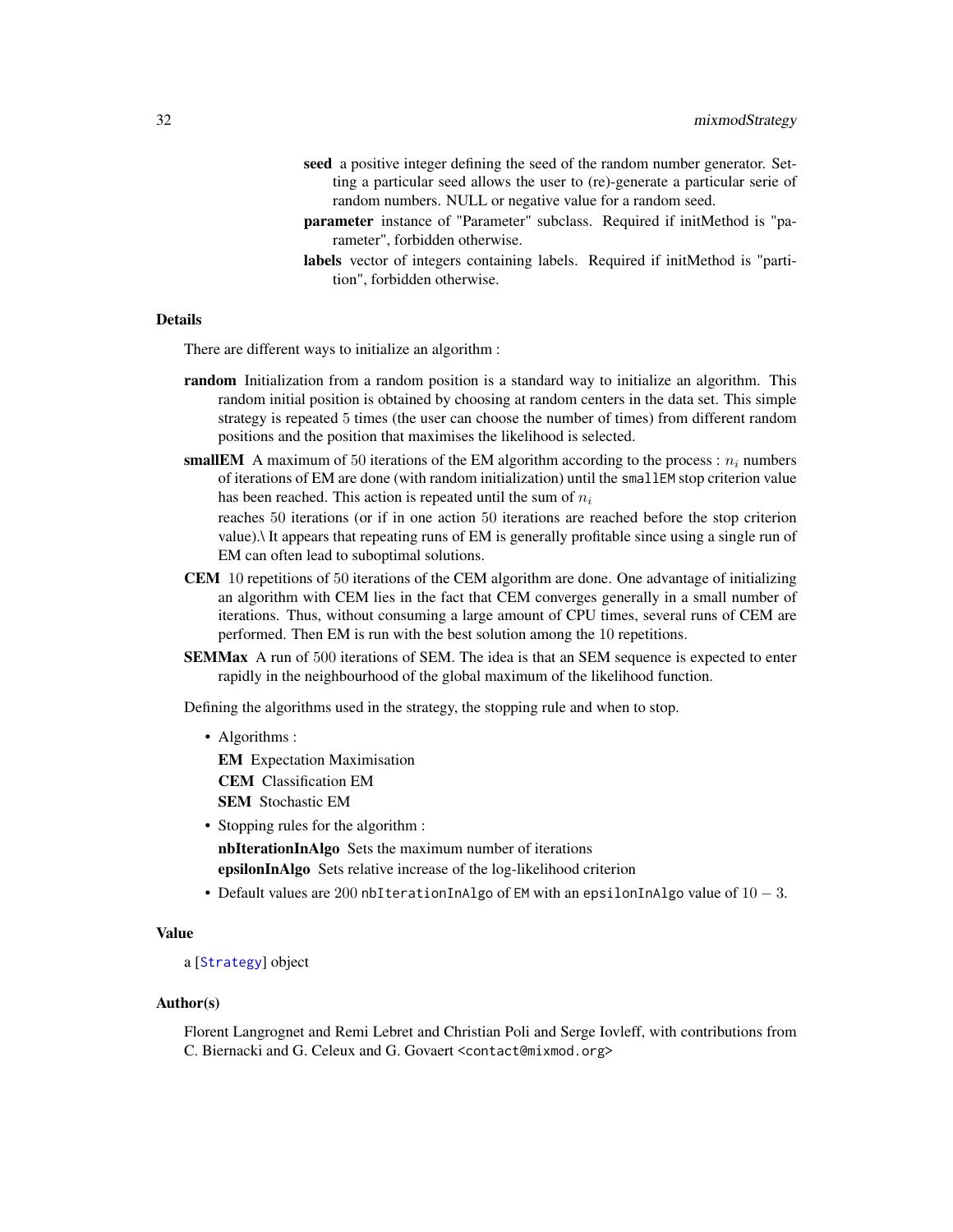**seed** a positive integer defining the seed of the random number generator. Setting a particular seed allows the user to (re)-generate a particular serie of random numbers. NULL or negative value for a random seed.

**parameter** instance of "Parameter" subclass. Required if initMethod is "parameter", forbidden otherwise.

**labels** vector of integers containing labels. Required if initMethod is "partition", forbidden otherwise.

### Details

There are different ways to initialize an algorithm :

**random** Initialization from a random position is a standard way to initialize an algorithm. This random initial position is obtained by choosing at random centers in the data set. This simple strategy is repeated 5 times (the user can choose the number of times) from different random positions and the position that maximises the likelihood is selected.

**smallEM** A maximum of 50 iterations of the EM algorithm according to the process : $n_i$ numbers of iterations of EM are done (with random initialization) until the `smallEM` stop criterion value has been reached. This action is repeated until the sum of $n_i$

reaches 50 iterations (or if in one action 50 iterations are reached before the stop criterion value).\ It appears that repeating runs of EM is generally profitable since using a single run of EM can often lead to suboptimal solutions.

**CEM** 10 repetitions of 50 iterations of the CEM algorithm are done. One advantage of initializing an algorithm with CEM lies in the fact that CEM converges generally in a small number of iterations. Thus, without consuming a large amount of CPU times, several runs of CEM are performed. Then EM is run with the best solution among the 10 repetitions.

**SEMMax** A run of 500 iterations of SEM. The idea is that an SEM sequence is expected to enter rapidly in the neighbourhood of the global maximum of the likelihood function.

Defining the algorithms used in the strategy, the stopping rule and when to stop.

- Algorithms :

  **EM** Expectation Maximisation

  **CEM** Classification EM

  **SEM** Stochastic EM

- Stopping rules for the algorithm :

  **nbIterationInAlgo** Sets the maximum number of iterations

  **epsilonInAlgo** Sets relative increase of the log-likelihood criterion

- Default values are 200 `nbIterationInAlgo` of `EM` with an `epsilonInAlgo` value of $10-3$.

### Value

a [`Strategy`] object

### Author(s)

Florent Langrognet and Remi Lebret and Christian Poli and Serge Iovleff, with contributions from C. Biernacki and G. Celeux and G. Govaert <contact@mixmod.org>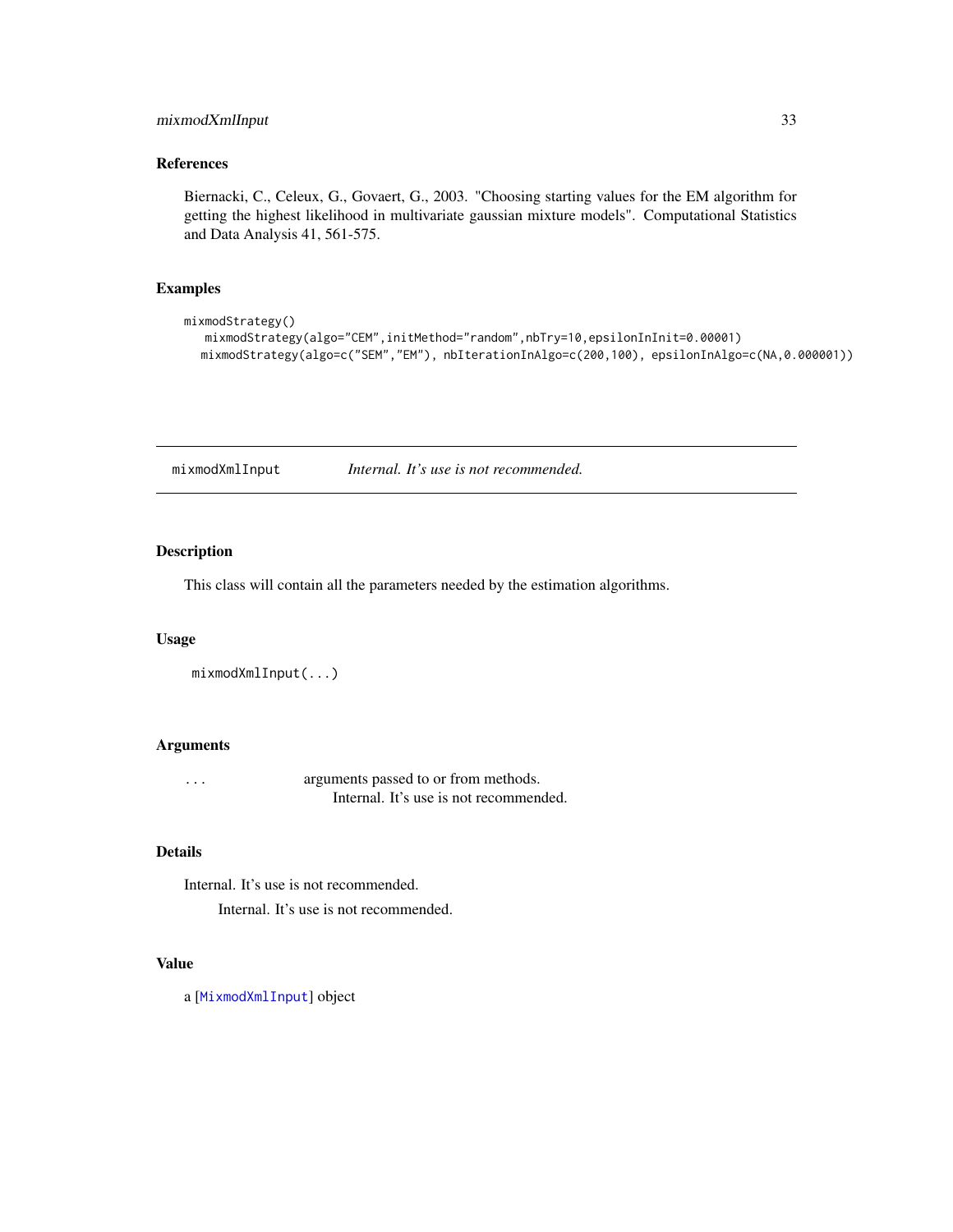### References

Biernacki, C., Celeux, G., Govaert, G., 2003. "Choosing starting values for the EM algorithm for getting the highest likelihood in multivariate gaussian mixture models". Computational Statistics and Data Analysis 41, 561-575.

### Examples

```
mixmodStrategy()
   mixmodStrategy(algo="CEM",initMethod="random",nbTry=10,epsilonInInit=0.00001)
  mixmodStrategy(algo=c("SEM","EM"), nbIterationInAlgo=c(200,100), epsilonInAlgo=c(NA,0.000001))
```

---

## mixmodXmlInput — *Internal. It's use is not recommended.*

### Description

This class will contain all the parameters needed by the estimation algorithms.

### Usage

```
mixmodXmlInput(...)
```

### Arguments

| | |
|---|---|
| ... | arguments passed to or from methods. Internal. It's use is not recommended. |

### Details

Internal. It's use is not recommended.

Internal. It's use is not recommended.

### Value

a [MixmodXmlInput] object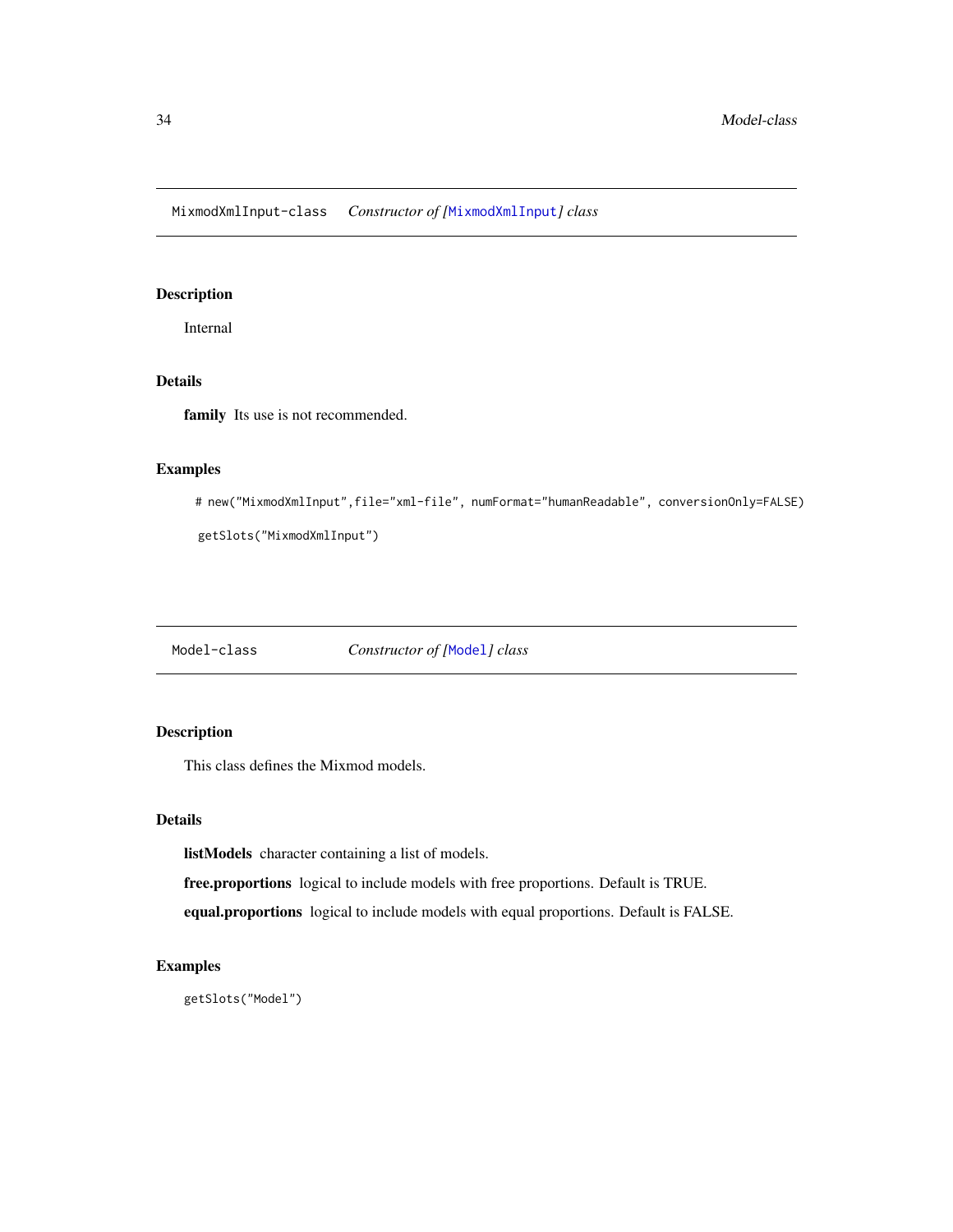## MixmodXmlInput-class — *Constructor of [MixmodXmlInput] class*

### Description

Internal

### Details

**family** Its use is not recommended.

### Examples

```
# new("MixmodXmlInput",file="xml-file", numFormat="humanReadable", conversionOnly=FALSE)

getSlots("MixmodXmlInput")
```

## Model-class — *Constructor of [Model] class*

### Description

This class defines the Mixmod models.

### Details

**listModels** character containing a list of models.

**free.proportions** logical to include models with free proportions. Default is TRUE.

**equal.proportions** logical to include models with equal proportions. Default is FALSE.

### Examples

```
getSlots("Model")
```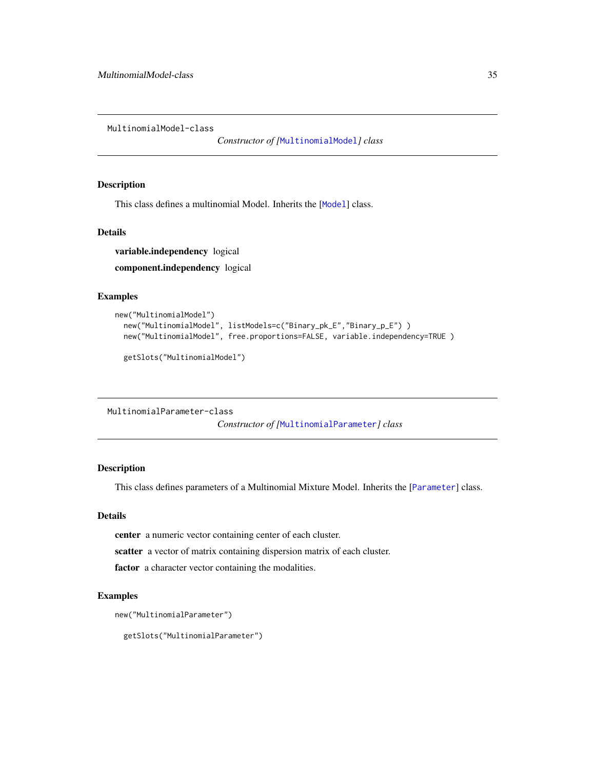## MultinomialModel-class

*Constructor of [MultinomialModel] class*

### Description

This class defines a multinomial Model. Inherits the [Model] class.

### Details

**variable.independency** logical

**component.independency** logical

### Examples

```
new("MultinomialModel")
  new("MultinomialModel", listModels=c("Binary_pk_E","Binary_p_E") )
  new("MultinomialModel", free.proportions=FALSE, variable.independency=TRUE )

  getSlots("MultinomialModel")
```

## MultinomialParameter-class

*Constructor of [MultinomialParameter] class*

### Description

This class defines parameters of a Multinomial Mixture Model. Inherits the [Parameter] class.

### Details

**center** a numeric vector containing center of each cluster.

**scatter** a vector of matrix containing dispersion matrix of each cluster.

**factor** a character vector containing the modalities.

### Examples

```
new("MultinomialParameter")

  getSlots("MultinomialParameter")
```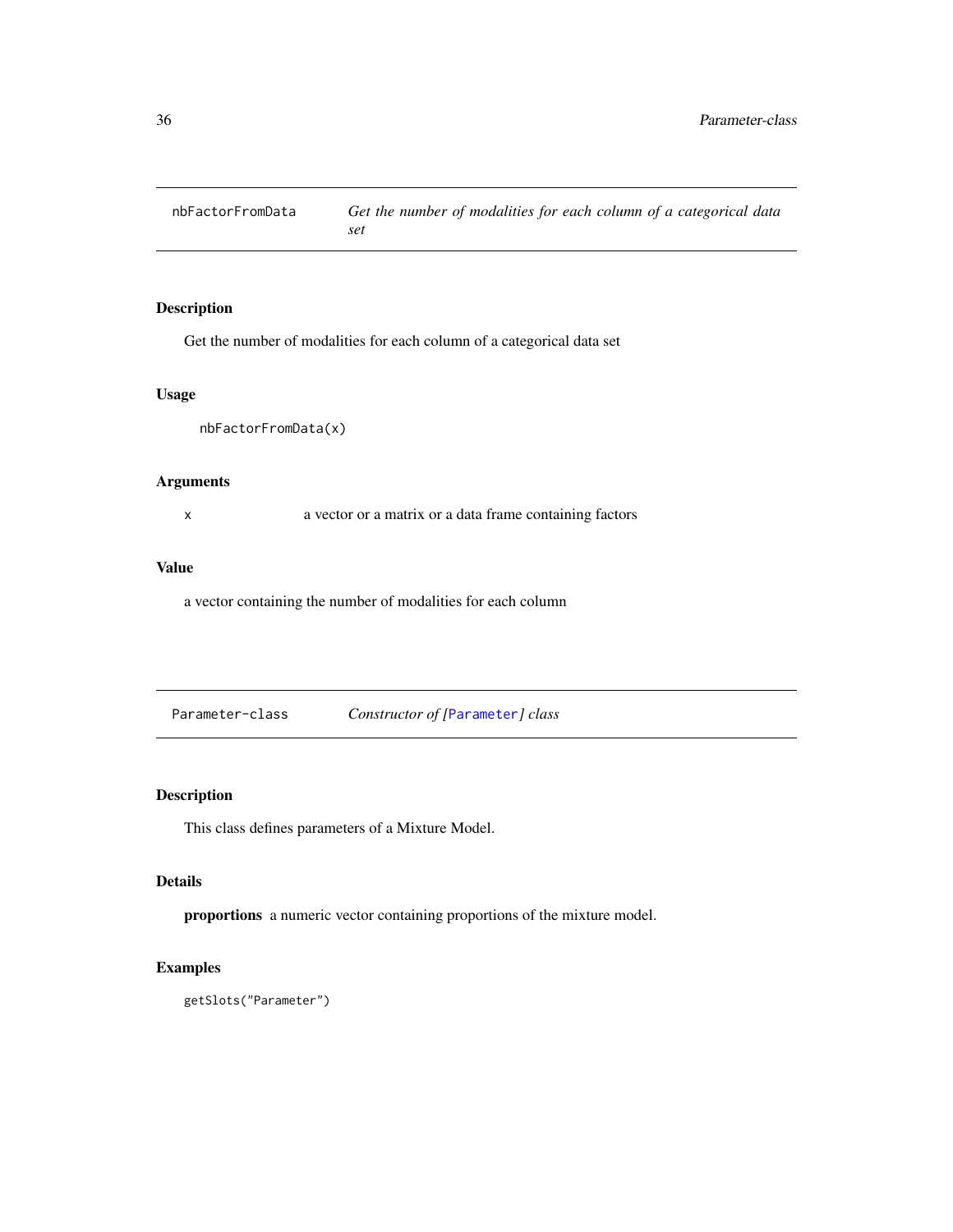## nbFactorFromData — *Get the number of modalities for each column of a categorical data set*

### Description

Get the number of modalities for each column of a categorical data set

### Usage

```
nbFactorFromData(x)
```

### Arguments

| | |
|---|---|
| x | a vector or a matrix or a data frame containing factors |

### Value

a vector containing the number of modalities for each column

## Parameter-class — *Constructor of [Parameter] class*

### Description

This class defines parameters of a Mixture Model.

### Details

**proportions** a numeric vector containing proportions of the mixture model.

### Examples

```
getSlots("Parameter")
```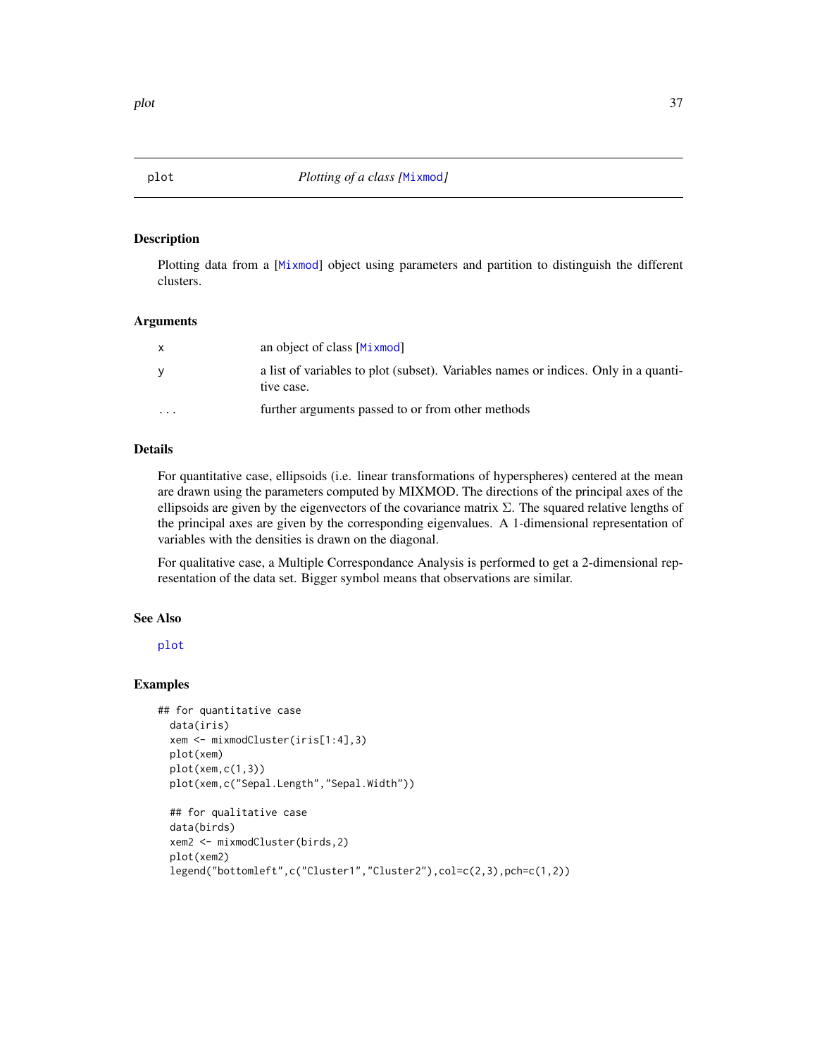# plot — *Plotting of a class [Mixmod]*

## Description

Plotting data from a [Mixmod] object using parameters and partition to distinguish the different clusters.

## Arguments

| | |
|---|---|
| x | an object of class [Mixmod] |
| y | a list of variables to plot (subset). Variables names or indices. Only in a quantitative case. |
| ... | further arguments passed to or from other methods |

## Details

For quantitative case, ellipsoids (i.e. linear transformations of hyperspheres) centered at the mean are drawn using the parameters computed by MIXMOD. The directions of the principal axes of the ellipsoids are given by the eigenvectors of the covariance matrix $\Sigma$. The squared relative lengths of the principal axes are given by the corresponding eigenvalues. A 1-dimensional representation of variables with the densities is drawn on the diagonal.

For qualitative case, a Multiple Correspondance Analysis is performed to get a 2-dimensional representation of the data set. Bigger symbol means that observations are similar.

## See Also

plot

## Examples

```
## for quantitative case
  data(iris)
  xem <- mixmodCluster(iris[1:4],3)
  plot(xem)
  plot(xem,c(1,3))
  plot(xem,c("Sepal.Length","Sepal.Width"))

  ## for qualitative case
  data(birds)
  xem2 <- mixmodCluster(birds,2)
  plot(xem2)
  legend("bottomleft",c("Cluster1","Cluster2"),col=c(2,3),pch=c(1,2))
```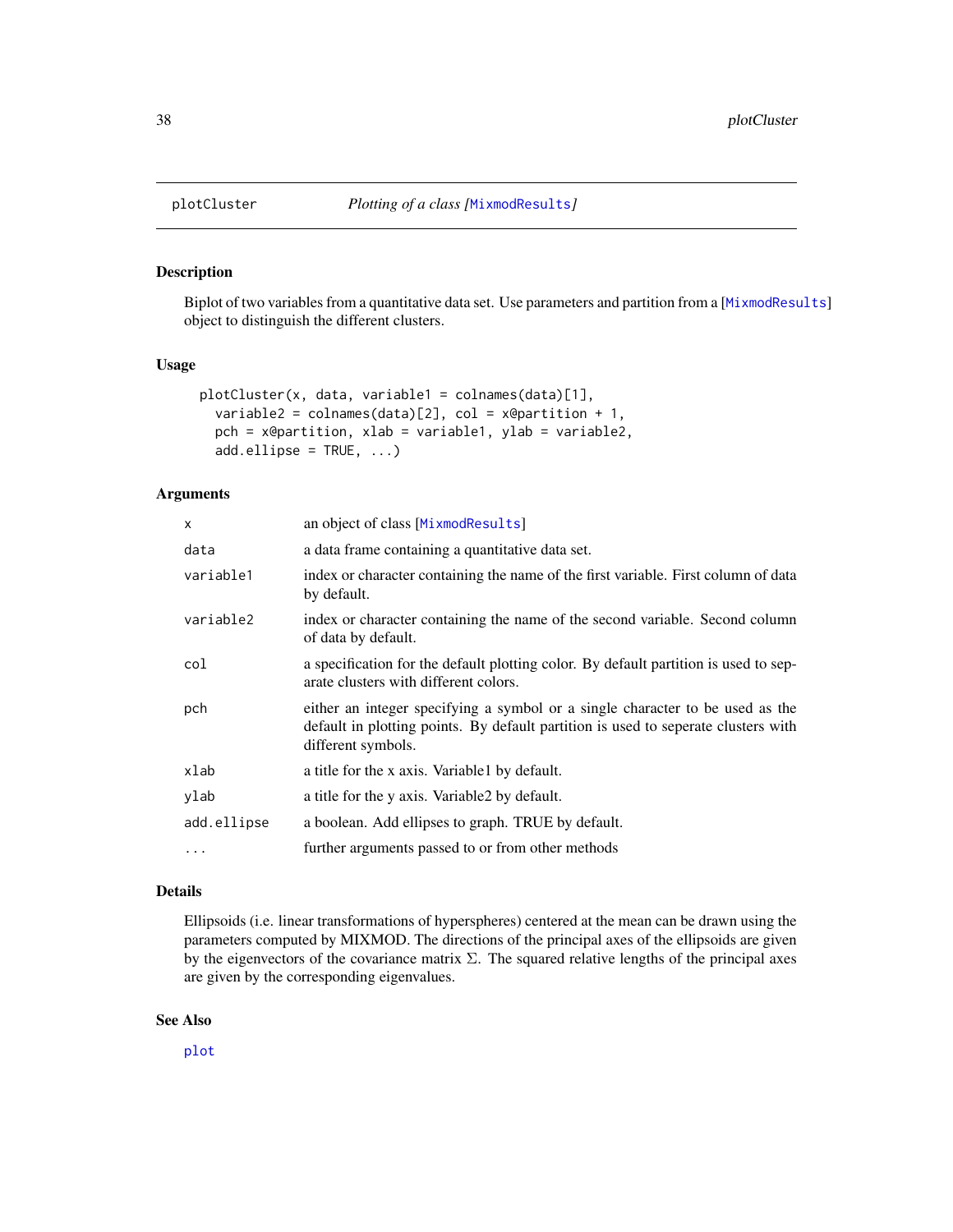# plotCluster *Plotting of a class [MixmodResults]*

## Description

Biplot of two variables from a quantitative data set. Use parameters and partition from a [MixmodResults] object to distinguish the different clusters.

## Usage

```
plotCluster(x, data, variable1 = colnames(data)[1],
  variable2 = colnames(data)[2], col = x@partition + 1,
  pch = x@partition, xlab = variable1, ylab = variable2,
  add.ellipse = TRUE, ...)
```

## Arguments

| Argument | Description |
|---|---|
| x | an object of class [MixmodResults] |
| data | a data frame containing a quantitative data set. |
| variable1 | index or character containing the name of the first variable. First column of data by default. |
| variable2 | index or character containing the name of the second variable. Second column of data by default. |
| col | a specification for the default plotting color. By default partition is used to separate clusters with different colors. |
| pch | either an integer specifying a symbol or a single character to be used as the default in plotting points. By default partition is used to seperate clusters with different symbols. |
| xlab | a title for the x axis. Variable1 by default. |
| ylab | a title for the y axis. Variable2 by default. |
| add.ellipse | a boolean. Add ellipses to graph. TRUE by default. |
| ... | further arguments passed to or from other methods |

## Details

Ellipsoids (i.e. linear transformations of hyperspheres) centered at the mean can be drawn using the parameters computed by MIXMOD. The directions of the principal axes of the ellipsoids are given by the eigenvectors of the covariance matrix $\Sigma$. The squared relative lengths of the principal axes are given by the corresponding eigenvalues.

## See Also

plot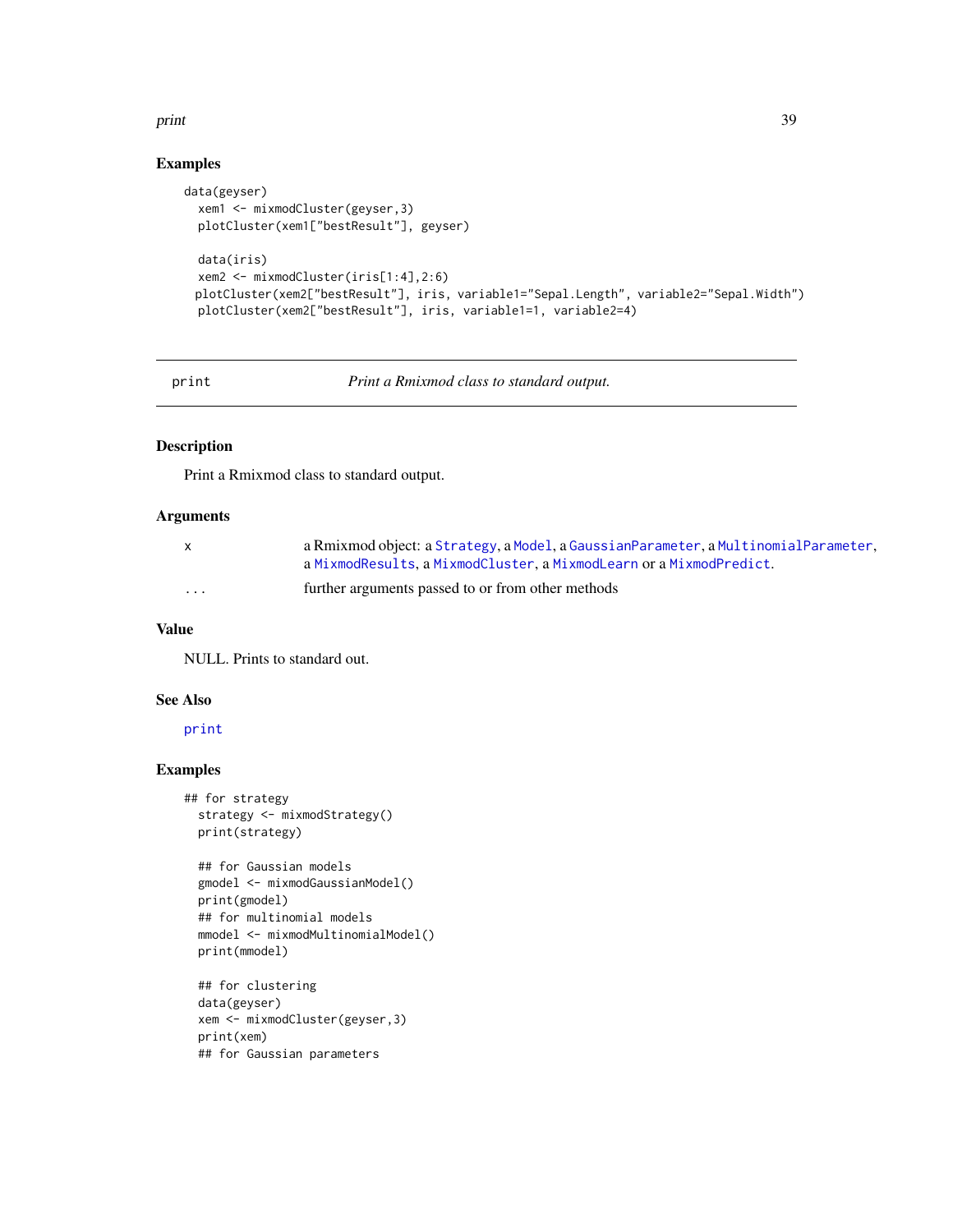## Examples

```
data(geyser)
  xem1 <- mixmodCluster(geyser,3)
  plotCluster(xem1["bestResult"], geyser)

  data(iris)
  xem2 <- mixmodCluster(iris[1:4],2:6)
 plotCluster(xem2["bestResult"], iris, variable1="Sepal.Length", variable2="Sepal.Width")
  plotCluster(xem2["bestResult"], iris, variable1=1, variable2=4)
```

---

`print` *Print a Rmixmod class to standard output.*

---

## Description

Print a Rmixmod class to standard output.

## Arguments

| | |
|---|---|
| x | a Rmixmod object: a `Strategy`, a `Model`, a `GaussianParameter`, a `MultinomialParameter`, a `MixmodResults`, a `MixmodCluster`, a `MixmodLearn` or a `MixmodPredict`. |
| ... | further arguments passed to or from other methods |

## Value

NULL. Prints to standard out.

## See Also

`print`

## Examples

```
## for strategy
  strategy <- mixmodStrategy()
  print(strategy)

  ## for Gaussian models
  gmodel <- mixmodGaussianModel()
  print(gmodel)
  ## for multinomial models
  mmodel <- mixmodMultinomialModel()
  print(mmodel)

  ## for clustering
  data(geyser)
  xem <- mixmodCluster(geyser,3)
  print(xem)
  ## for Gaussian parameters
```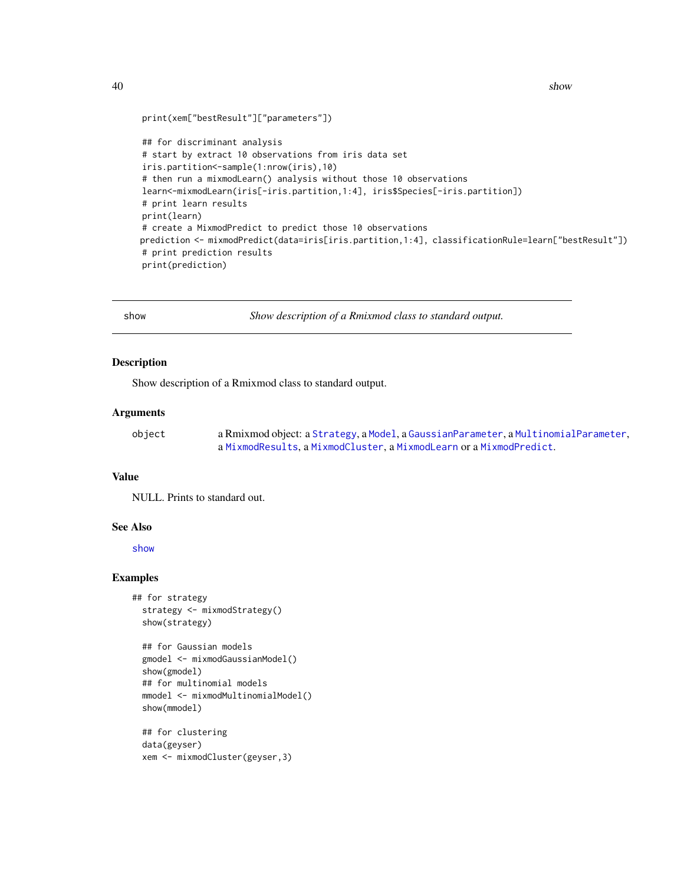```
print(xem["bestResult"]["parameters"])

## for discriminant analysis
# start by extract 10 observations from iris data set
iris.partition<-sample(1:nrow(iris),10)
# then run a mixmodLearn() analysis without those 10 observations
learn<-mixmodLearn(iris[-iris.partition,1:4], iris$Species[-iris.partition])
# print learn results
print(learn)
# create a MixmodPredict to predict those 10 observations
prediction <- mixmodPredict(data=iris[iris.partition,1:4], classificationRule=learn["bestResult"])
# print prediction results
print(prediction)
```

---

show *Show description of a Rmixmod class to standard output.*

---

## Description

Show description of a Rmixmod class to standard output.

## Arguments

| | |
|---|---|
| object | a Rmixmod object: a Strategy, a Model, a GaussianParameter, a MultinomialParameter, a MixmodResults, a MixmodCluster, a MixmodLearn or a MixmodPredict. |

## Value

NULL. Prints to standard out.

## See Also

show

## Examples

```
## for strategy
  strategy <- mixmodStrategy()
  show(strategy)

  ## for Gaussian models
  gmodel <- mixmodGaussianModel()
  show(gmodel)
  ## for multinomial models
  mmodel <- mixmodMultinomialModel()
  show(mmodel)

  ## for clustering
  data(geyser)
  xem <- mixmodCluster(geyser,3)
```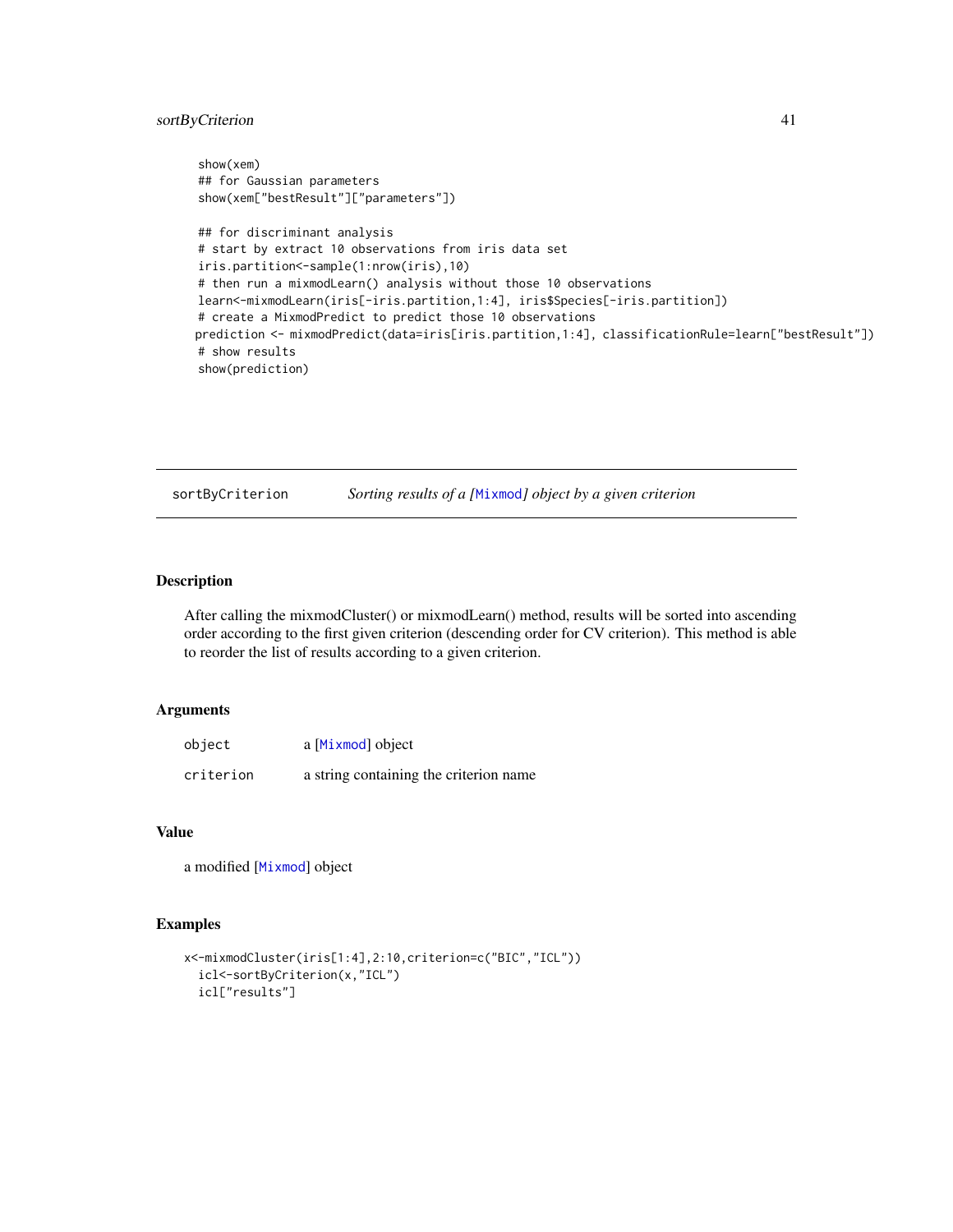```
  show(xem)
  ## for Gaussian parameters
  show(xem["bestResult"]["parameters"])

  ## for discriminant analysis
  # start by extract 10 observations from iris data set
  iris.partition<-sample(1:nrow(iris),10)
  # then run a mixmodLearn() analysis without those 10 observations
  learn<-mixmodLearn(iris[-iris.partition,1:4], iris$Species[-iris.partition])
  # create a MixmodPredict to predict those 10 observations
 prediction <- mixmodPredict(data=iris[iris.partition,1:4], classificationRule=learn["bestResult"])
  # show results
  show(prediction)
```

## sortByCriterion — *Sorting results of a [Mixmod] object by a given criterion*

### Description

After calling the mixmodCluster() or mixmodLearn() method, results will be sorted into ascending order according to the first given criterion (descending order for CV criterion). This method is able to reorder the list of results according to a given criterion.

### Arguments

| | |
|---|---|
| `object` | a [Mixmod] object |
| `criterion` | a string containing the criterion name |

### Value

a modified [Mixmod] object

### Examples

```
x<-mixmodCluster(iris[1:4],2:10,criterion=c("BIC","ICL"))
  icl<-sortByCriterion(x,"ICL")
  icl["results"]
```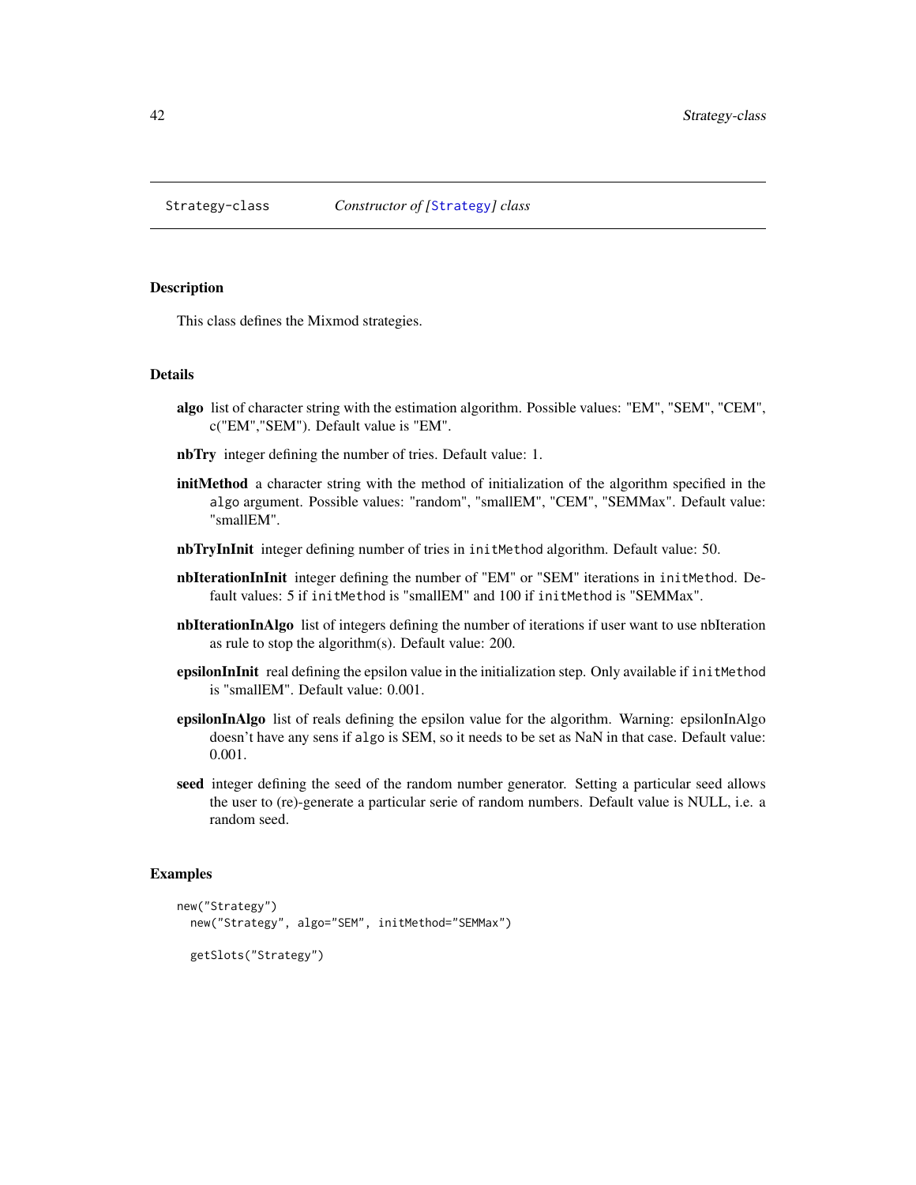Strategy-class *Constructor of [Strategy] class*

## Description

This class defines the Mixmod strategies.

## Details

**algo** list of character string with the estimation algorithm. Possible values: "EM", "SEM", "CEM", c("EM","SEM"). Default value is "EM".

**nbTry** integer defining the number of tries. Default value: 1.

**initMethod** a character string with the method of initialization of the algorithm specified in the `algo` argument. Possible values: "random", "smallEM", "CEM", "SEMMax". Default value: "smallEM".

**nbTryInInit** integer defining number of tries in `initMethod` algorithm. Default value: 50.

**nbIterationInInit** integer defining the number of "EM" or "SEM" iterations in `initMethod`. Default values: 5 if `initMethod` is "smallEM" and 100 if `initMethod` is "SEMMax".

**nbIterationInAlgo** list of integers defining the number of iterations if user want to use nbIteration as rule to stop the algorithm(s). Default value: 200.

**epsilonInInit** real defining the epsilon value in the initialization step. Only available if `initMethod` is "smallEM". Default value: 0.001.

**epsilonInAlgo** list of reals defining the epsilon value for the algorithm. Warning: epsilonInAlgo doesn't have any sens if `algo` is SEM, so it needs to be set as NaN in that case. Default value: 0.001.

**seed** integer defining the seed of the random number generator. Setting a particular seed allows the user to (re)-generate a particular serie of random numbers. Default value is NULL, i.e. a random seed.

## Examples

```
new("Strategy")
  new("Strategy", algo="SEM", initMethod="SEMMax")

  getSlots("Strategy")
```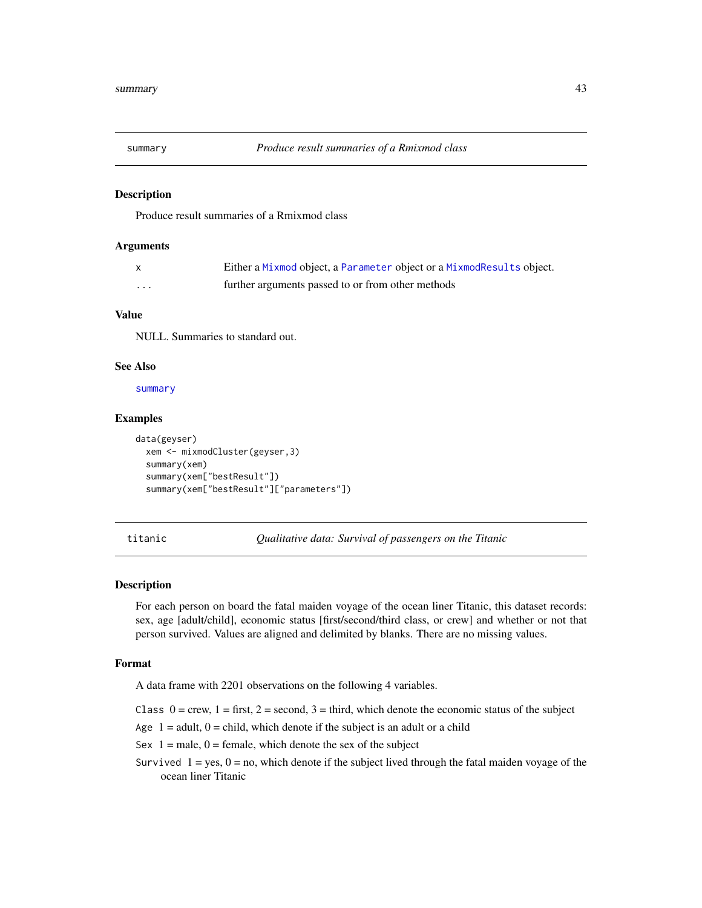## summary — *Produce result summaries of a Rmixmod class*

### Description

Produce result summaries of a Rmixmod class

### Arguments

| | |
|---|---|
| x | Either a Mixmod object, a Parameter object or a MixmodResults object. |
| ... | further arguments passed to or from other methods |

### Value

NULL. Summaries to standard out.

### See Also

summary

### Examples

```
data(geyser)
  xem <- mixmodCluster(geyser,3)
  summary(xem)
  summary(xem["bestResult"])
  summary(xem["bestResult"]["parameters"])
```

## titanic — *Qualitative data: Survival of passengers on the Titanic*

### Description

For each person on board the fatal maiden voyage of the ocean liner Titanic, this dataset records: sex, age [adult/child], economic status [first/second/third class, or crew] and whether or not that person survived. Values are aligned and delimited by blanks. There are no missing values.

### Format

A data frame with 2201 observations on the following 4 variables.

- `Class` 0 = crew, 1 = first, 2 = second, 3 = third, which denote the economic status of the subject
- `Age` 1 = adult, 0 = child, which denote if the subject is an adult or a child
- `Sex` 1 = male, 0 = female, which denote the sex of the subject
- `Survived` 1 = yes, 0 = no, which denote if the subject lived through the fatal maiden voyage of the ocean liner Titanic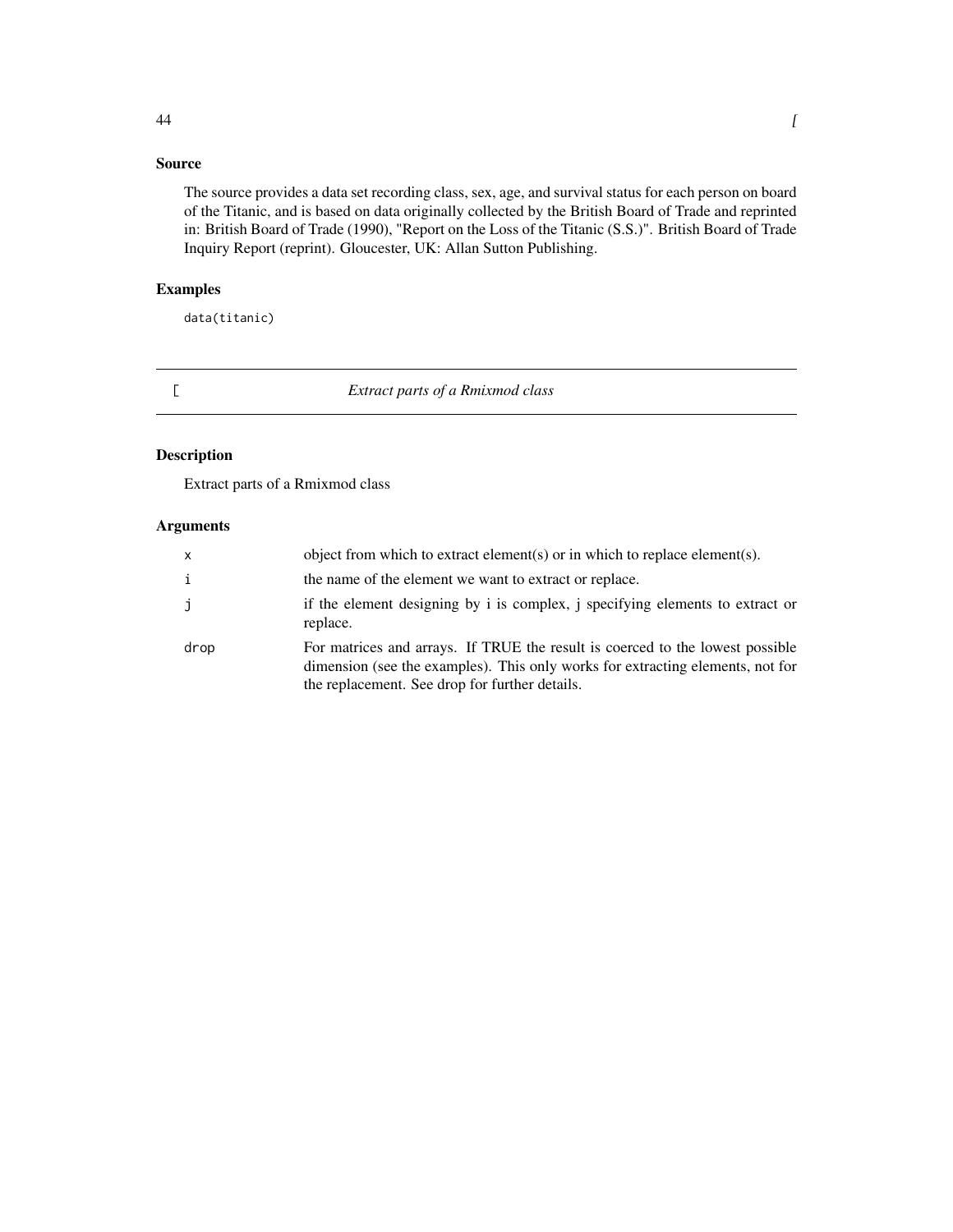## Source

The source provides a data set recording class, sex, age, and survival status for each person on board of the Titanic, and is based on data originally collected by the British Board of Trade and reprinted in: British Board of Trade (1990), "Report on the Loss of the Titanic (S.S.)". British Board of Trade Inquiry Report (reprint). Gloucester, UK: Allan Sutton Publishing.

## Examples

```
data(titanic)
```

---

# [ — *Extract parts of a Rmixmod class*

---

## Description

Extract parts of a Rmixmod class

## Arguments

| | |
|---|---|
| `x` | object from which to extract element(s) or in which to replace element(s). |
| `i` | the name of the element we want to extract or replace. |
| `j` | if the element designing by i is complex, j specifying elements to extract or replace. |
| `drop` | For matrices and arrays. If TRUE the result is coerced to the lowest possible dimension (see the examples). This only works for extracting elements, not for the replacement. See drop for further details. |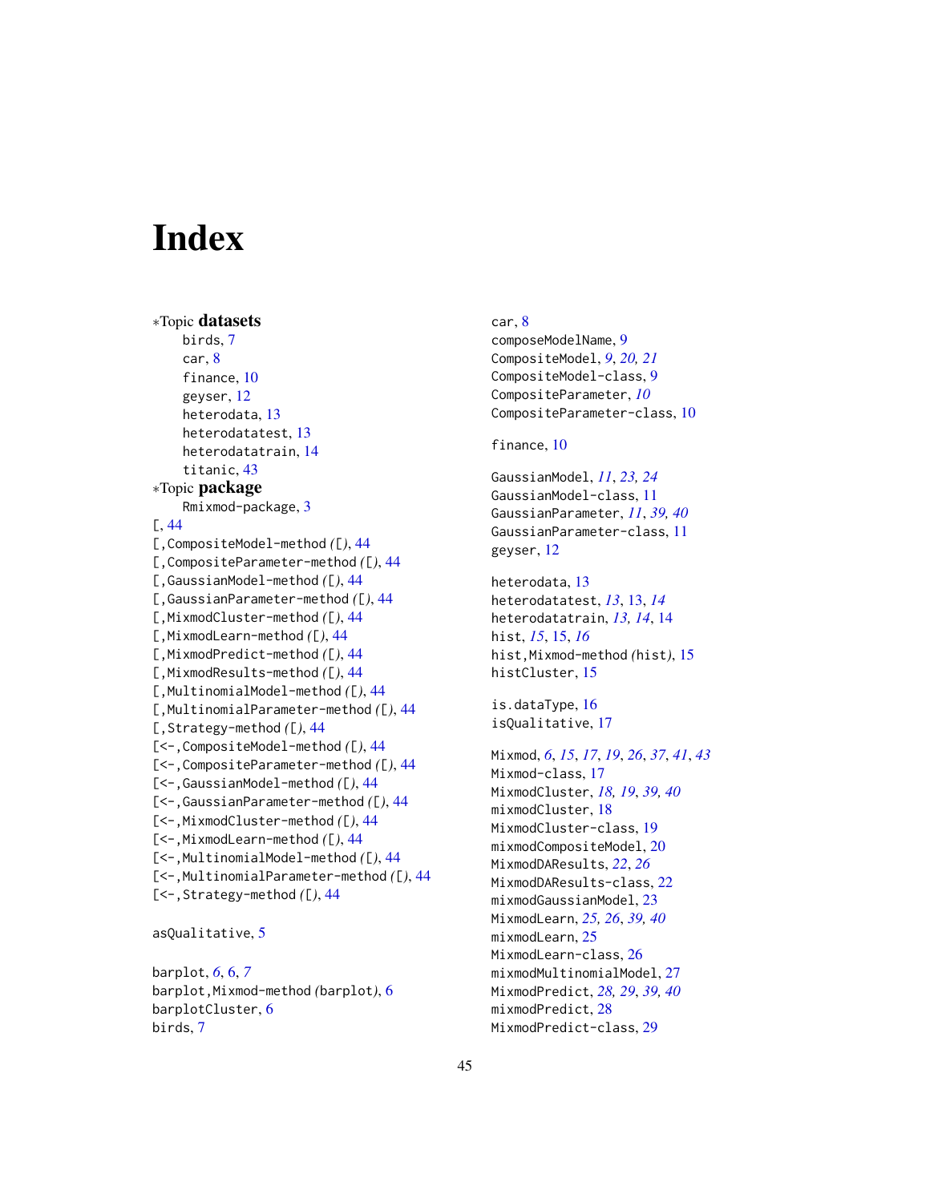# Index

∗Topic **datasets**

birds, 7
car, 8
finance, 10
geyser, 12
heterodata, 13
heterodatatest, 13
heterodatatrain, 14
titanic, 43

∗Topic **package**

Rmixmod-package, 3

[, 44
[,CompositeModel-method *([)*, 44
[,CompositeParameter-method *([)*, 44
[,GaussianModel-method *([)*, 44
[,GaussianParameter-method *([)*, 44
[,MixmodCluster-method *([)*, 44
[,MixmodLearn-method *([)*, 44
[,MixmodPredict-method *([)*, 44
[,MixmodResults-method *([)*, 44
[,MultinomialModel-method *([)*, 44
[,MultinomialParameter-method *([)*, 44
[,Strategy-method *([)*, 44
[<-,CompositeModel-method *([)*, 44
[<-,CompositeParameter-method *([)*, 44
[<-,GaussianModel-method *([)*, 44
[<-,GaussianParameter-method *([)*, 44
[<-,MixmodCluster-method *([)*, 44
[<-,MixmodLearn-method *([)*, 44
[<-,MultinomialModel-method *([)*, 44
[<-,MultinomialParameter-method *([)*, 44
[<-,Strategy-method *([)*, 44

asQualitative, 5

barplot, *6*, 6, *7*
barplot,Mixmod-method *(barplot)*, 6
barplotCluster, 6
birds, 7

car, 8
composeModelName, 9
CompositeModel, *9*, *20*, *21*
CompositeModel-class, 9
CompositeParameter, *10*
CompositeParameter-class, 10

finance, 10

GaussianModel, *11*, *23*, *24*
GaussianModel-class, 11
GaussianParameter, *11*, *39*, *40*
GaussianParameter-class, 11
geyser, 12

heterodata, 13
heterodatatest, *13*, 13, *14*
heterodatatrain, *13*, *14*, 14
hist, *15*, 15, *16*
hist,Mixmod-method *(hist)*, 15
histCluster, 15

is.dataType, 16
isQualitative, 17

Mixmod, *6*, *15*, *17*, *19*, *26*, *37*, *41*, *43*
Mixmod-class, 17
MixmodCluster, *18*, *19*, *39*, *40*
mixmodCluster, 18
MixmodCluster-class, 19
mixmodCompositeModel, 20
MixmodDAResults, *22*, *26*
MixmodDAResults-class, 22
mixmodGaussianModel, 23
MixmodLearn, *25*, *26*, *39*, *40*
mixmodLearn, 25
MixmodLearn-class, 26
mixmodMultinomialModel, 27
MixmodPredict, *28*, *29*, *39*, *40*
mixmodPredict, 28
MixmodPredict-class, 29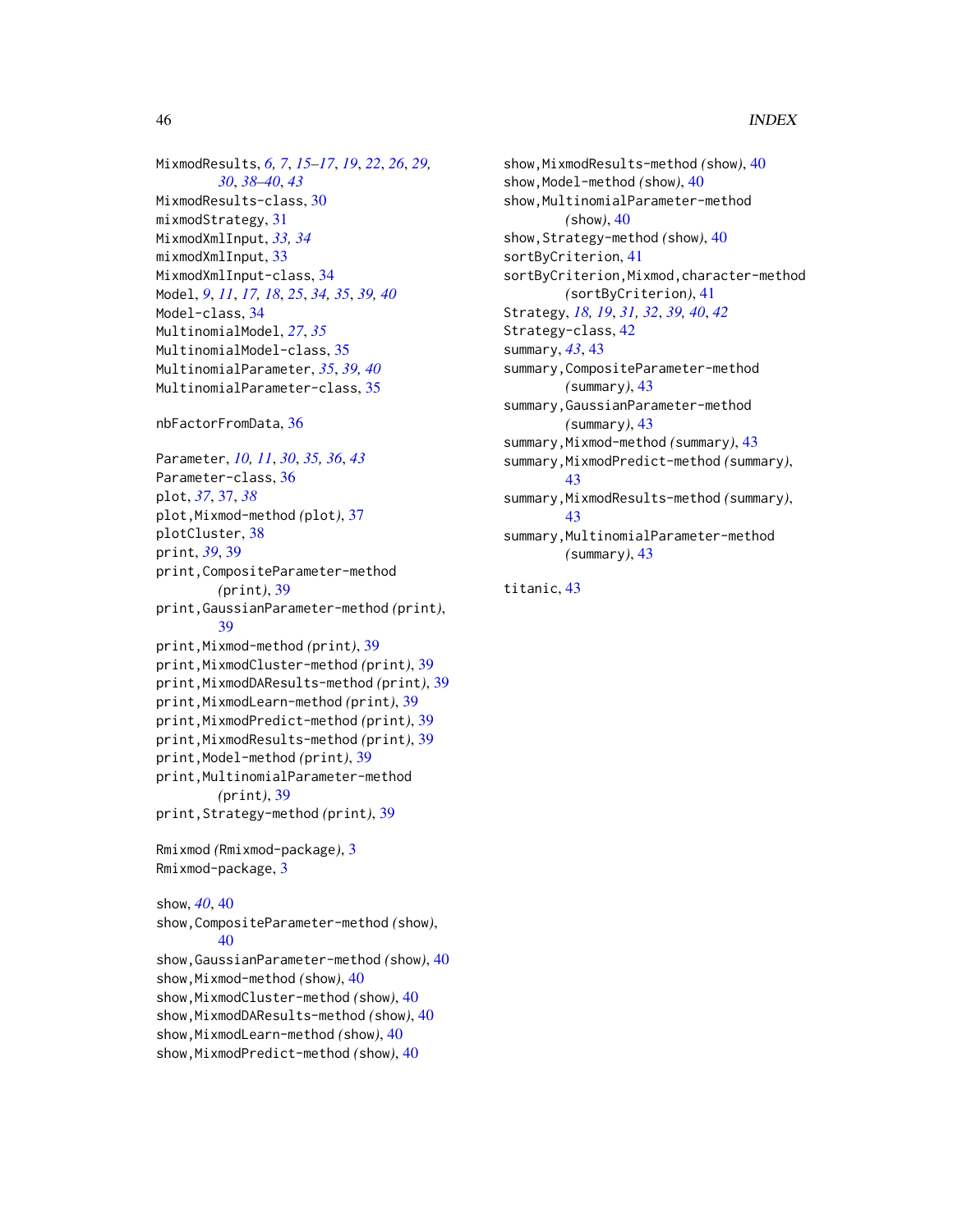MixmodResults, *6, 7*, *15–17*, *19*, *22*, *26*, *29, 30*, *38–40*, *43*
MixmodResults-class, 30
mixmodStrategy, 31
MixmodXmlInput, *33, 34*
mixmodXmlInput, 33
MixmodXmlInput-class, 34
Model, *9*, *11*, *17, 18*, *25*, *34, 35*, *39, 40*
Model-class, 34
MultinomialModel, *27*, *35*
MultinomialModel-class, 35
MultinomialParameter, *35*, *39, 40*
MultinomialParameter-class, 35

nbFactorFromData, 36

Parameter, *10, 11*, *30*, *35, 36*, *43*
Parameter-class, 36
plot, *37*, 37, *38*
plot,Mixmod-method *(*plot*)*, 37
plotCluster, 38
print, *39*, 39
print,CompositeParameter-method *(*print*)*, 39
print,GaussianParameter-method *(*print*)*, 39
print,Mixmod-method *(*print*)*, 39
print,MixmodCluster-method *(*print*)*, 39
print,MixmodDAResults-method *(*print*)*, 39
print,MixmodLearn-method *(*print*)*, 39
print,MixmodPredict-method *(*print*)*, 39
print,MixmodResults-method *(*print*)*, 39
print,Model-method *(*print*)*, 39
print,MultinomialParameter-method *(*print*)*, 39
print,Strategy-method *(*print*)*, 39

Rmixmod *(*Rmixmod-package*)*, 3
Rmixmod-package, 3

show, *40*, 40
show,CompositeParameter-method *(*show*)*, 40
show,GaussianParameter-method *(*show*)*, 40
show,Mixmod-method *(*show*)*, 40
show,MixmodCluster-method *(*show*)*, 40
show,MixmodDAResults-method *(*show*)*, 40
show,MixmodLearn-method *(*show*)*, 40
show,MixmodPredict-method *(*show*)*, 40
show,MixmodResults-method *(*show*)*, 40
show,Model-method *(*show*)*, 40
show,MultinomialParameter-method *(*show*)*, 40
show,Strategy-method *(*show*)*, 40
sortByCriterion, 41
sortByCriterion,Mixmod,character-method *(*sortByCriterion*)*, 41
Strategy, *18, 19*, *31, 32*, *39, 40*, *42*
Strategy-class, 42
summary, *43*, 43
summary,CompositeParameter-method *(*summary*)*, 43
summary,GaussianParameter-method *(*summary*)*, 43
summary,Mixmod-method *(*summary*)*, 43
summary,MixmodPredict-method *(*summary*)*, 43
summary,MixmodResults-method *(*summary*)*, 43
summary,MultinomialParameter-method *(*summary*)*, 43

titanic, 43